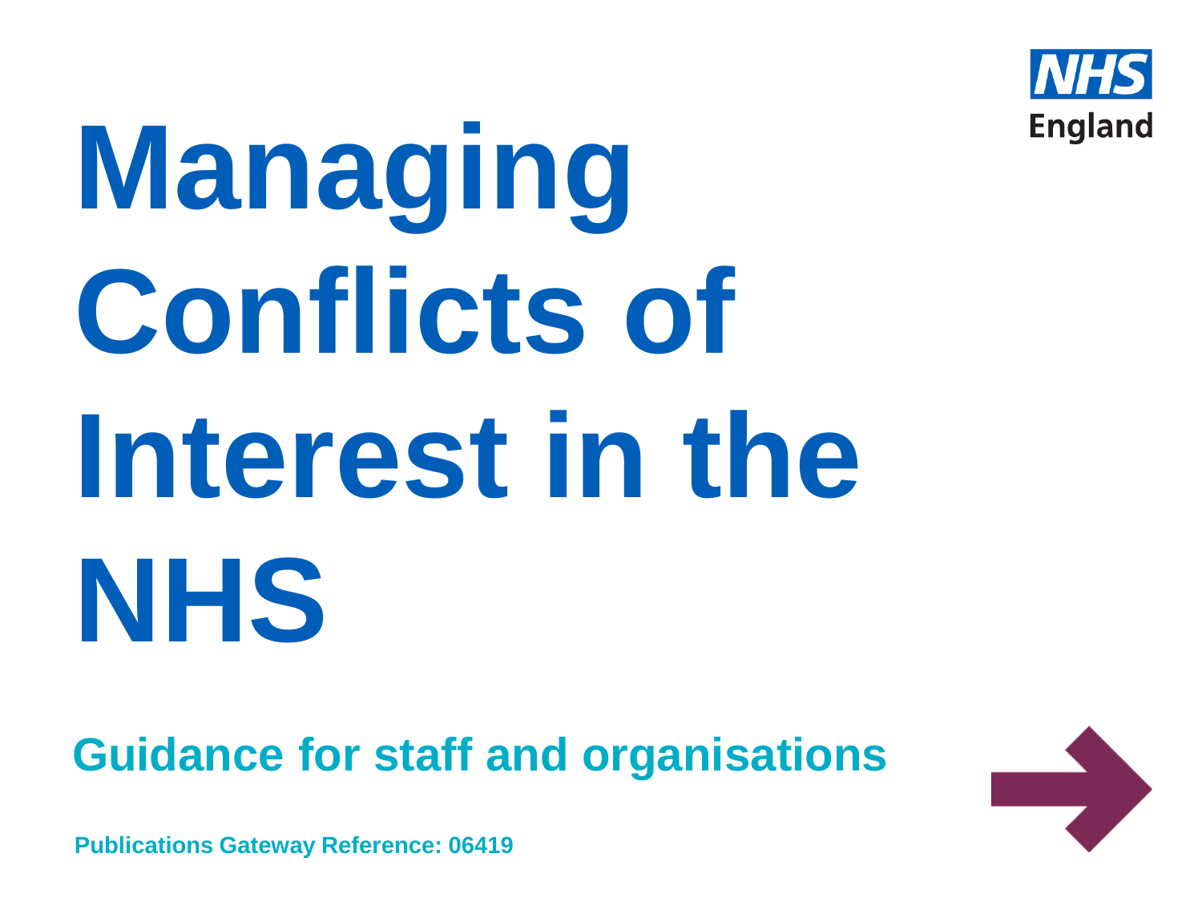NHS England

# Managing Conflicts of Interest in the NHS

## Guidance for staff and organisations

**Publications Gateway Reference: 06419**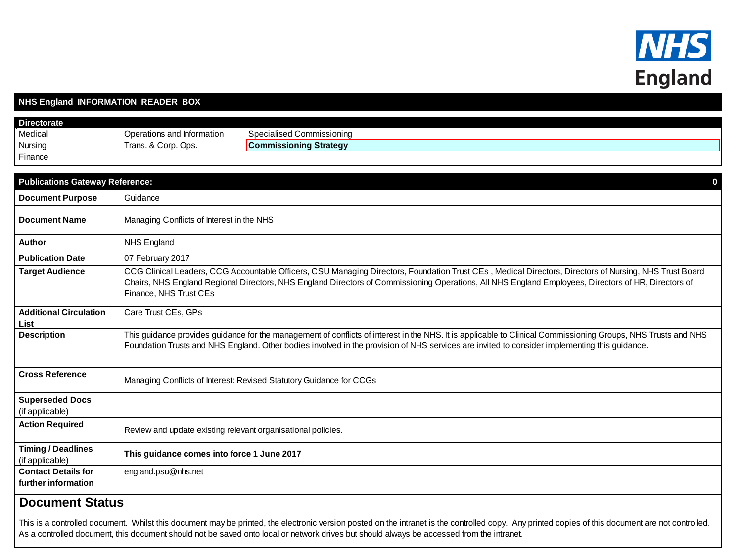NHS England

## NHS England INFORMATION READER BOX

| Directorate | | |
|---|---|---|
| Medical | Operations and Information | Specialised Commissioning |
| Nursing | Trans. & Corp. Ops. | **Commissioning Strategy** |
| Finance | | |

| Publications Gateway Reference: | 0 |
|---|---|
| **Document Purpose** | Guidance |
| **Document Name** | Managing Conflicts of Interest in the NHS |
| **Author** | NHS England |
| **Publication Date** | 07 February 2017 |
| **Target Audience** | CCG Clinical Leaders, CCG Accountable Officers, CSU Managing Directors, Foundation Trust CEs , Medical Directors, Directors of Nursing, NHS Trust Board Chairs, NHS England Regional Directors, NHS England Directors of Commissioning Operations, All NHS England Employees, Directors of HR, Directors of Finance, NHS Trust CEs |
| **Additional Circulation List** | Care Trust CEs, GPs |
| **Description** | This guidance provides guidance for the management of conflicts of interest in the NHS. It is applicable to Clinical Commissioning Groups, NHS Trusts and NHS Foundation Trusts and NHS England. Other bodies involved in the provision of NHS services are invited to consider implementing this guidance. |
| **Cross Reference** | Managing Conflicts of Interest: Revised Statutory Guidance for CCGs |
| **Superseded Docs** (if applicable) | |
| **Action Required** | Review and update existing relevant organisational policies. |
| **Timing / Deadlines** (if applicable) | **This guidance comes into force 1 June 2017** |
| **Contact Details for further information** | england.psu@nhs.net |

## Document Status

This is a controlled document. Whilst this document may be printed, the electronic version posted on the intranet is the controlled copy. Any printed copies of this document are not controlled. As a controlled document, this document should not be saved onto local or network drives but should always be accessed from the intranet.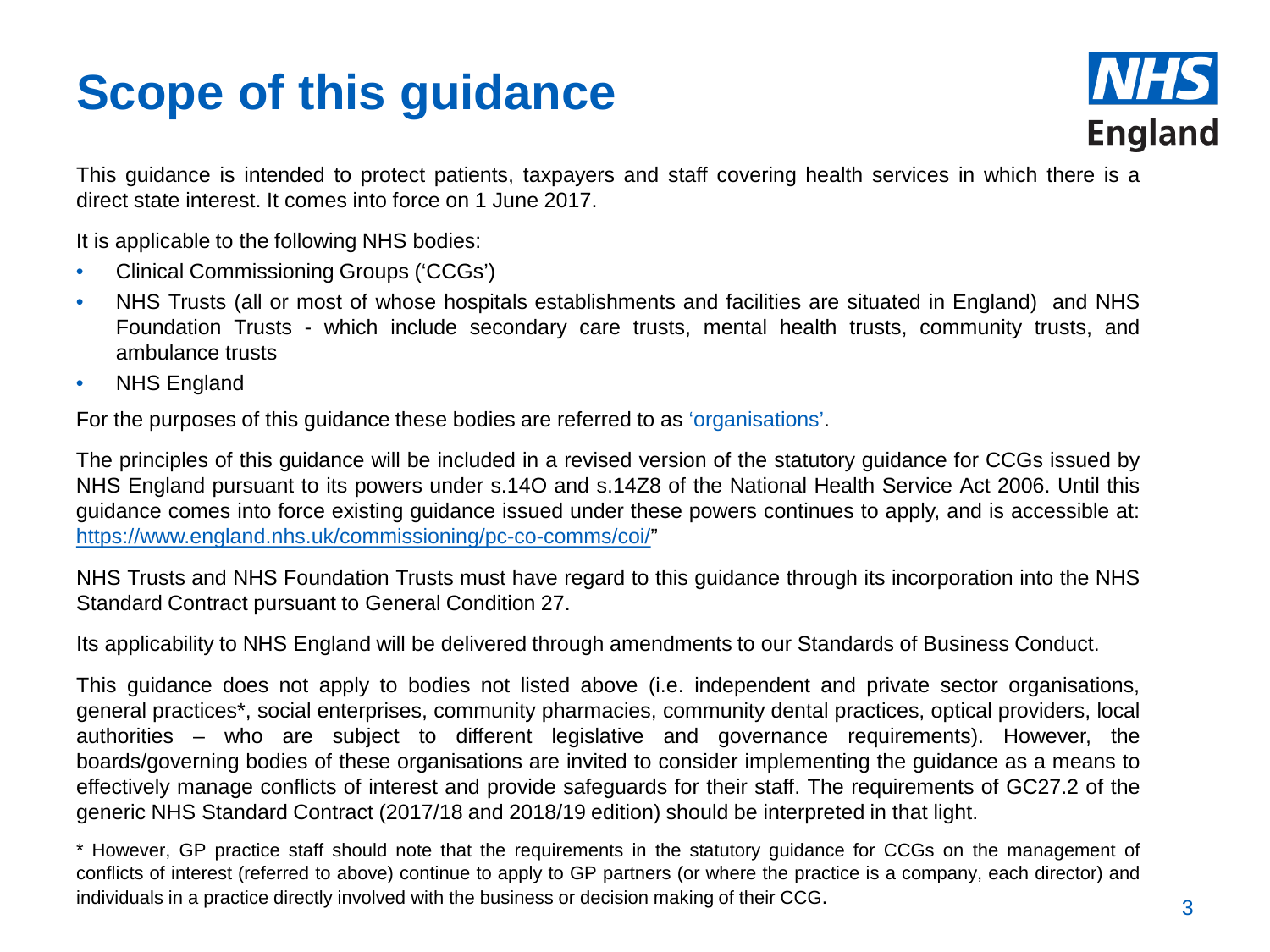# Scope of this guidance

This guidance is intended to protect patients, taxpayers and staff covering health services in which there is a direct state interest. It comes into force on 1 June 2017.

It is applicable to the following NHS bodies:

- Clinical Commissioning Groups ('CCGs')
- NHS Trusts (all or most of whose hospitals establishments and facilities are situated in England) and NHS Foundation Trusts - which include secondary care trusts, mental health trusts, community trusts, and ambulance trusts
- NHS England

For the purposes of this guidance these bodies are referred to as 'organisations'.

The principles of this guidance will be included in a revised version of the statutory guidance for CCGs issued by NHS England pursuant to its powers under s.14O and s.14Z8 of the National Health Service Act 2006. Until this guidance comes into force existing guidance issued under these powers continues to apply, and is accessible at: [https://www.england.nhs.uk/commissioning/pc-co-comms/coi/](https://www.england.nhs.uk/commissioning/pc-co-comms/coi/)"

NHS Trusts and NHS Foundation Trusts must have regard to this guidance through its incorporation into the NHS Standard Contract pursuant to General Condition 27.

Its applicability to NHS England will be delivered through amendments to our Standards of Business Conduct.

This guidance does not apply to bodies not listed above (i.e. independent and private sector organisations, general practices*, social enterprises, community pharmacies, community dental practices, optical providers, local authorities – who are subject to different legislative and governance requirements). However, the boards/governing bodies of these organisations are invited to consider implementing the guidance as a means to effectively manage conflicts of interest and provide safeguards for their staff. The requirements of GC27.2 of the generic NHS Standard Contract (2017/18 and 2018/19 edition) should be interpreted in that light.

* However, GP practice staff should note that the requirements in the statutory guidance for CCGs on the management of conflicts of interest (referred to above) continue to apply to GP partners (or where the practice is a company, each director) and individuals in a practice directly involved with the business or decision making of their CCG.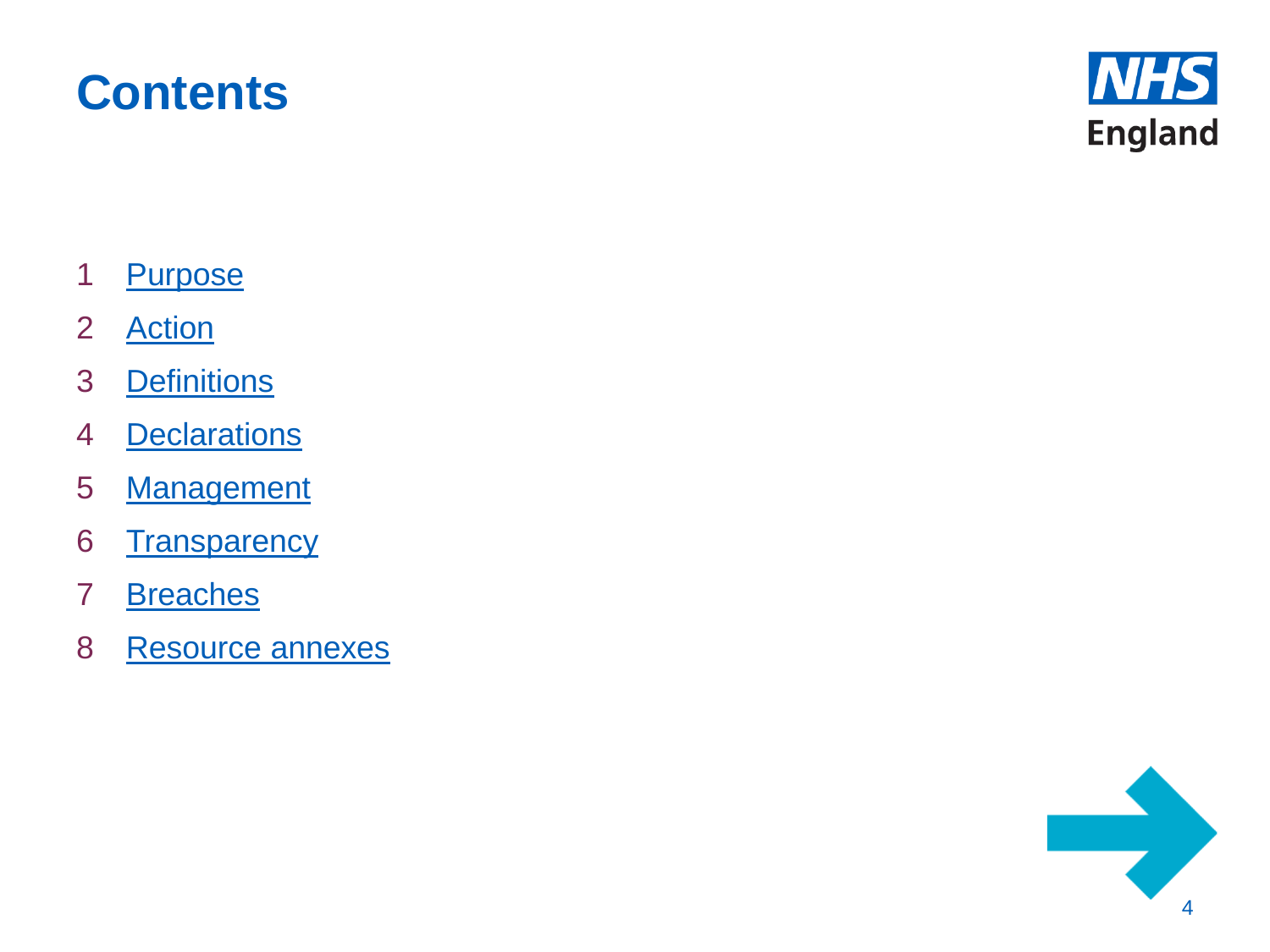# Contents

1. Purpose
2. Action
3. Definitions
4. Declarations
5. Management
6. Transparency
7. Breaches
8. Resource annexes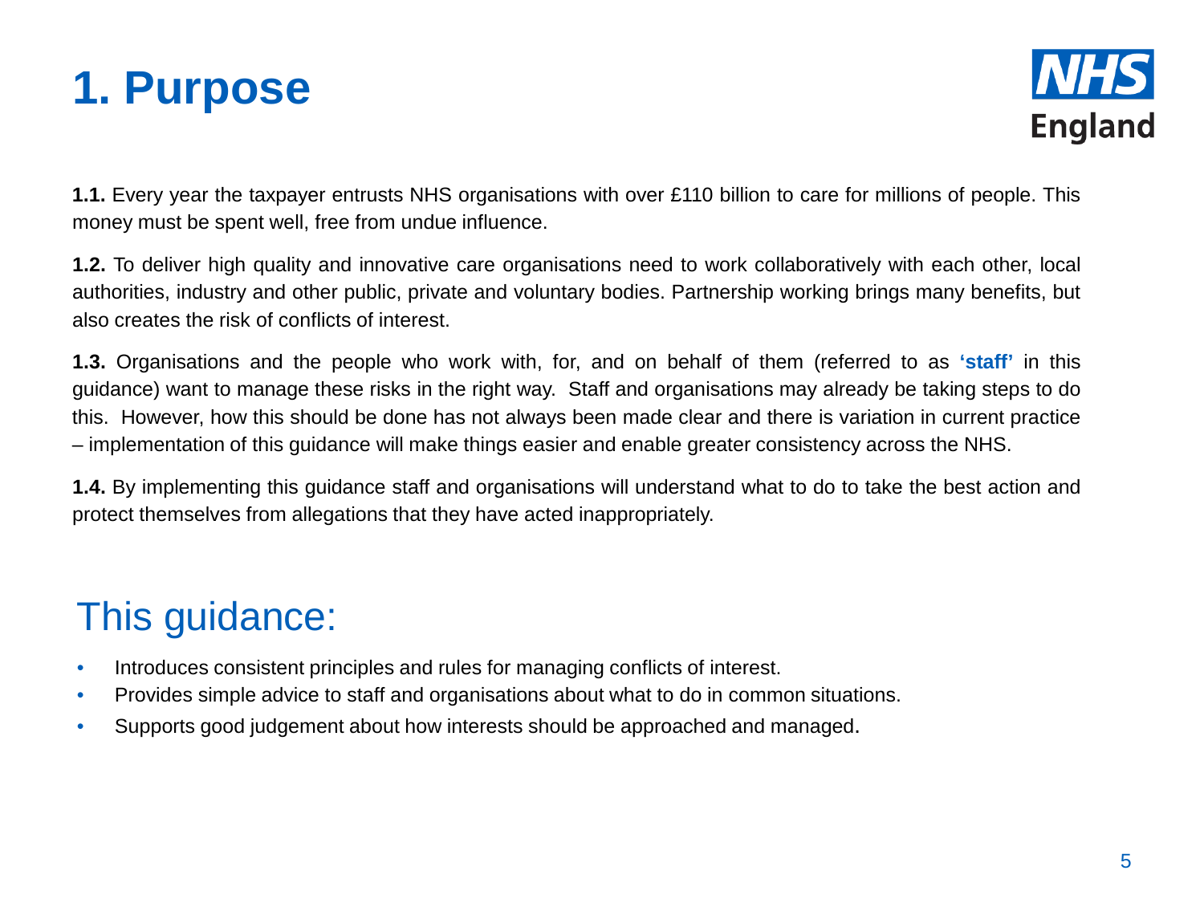# 1. Purpose

**1.1.** Every year the taxpayer entrusts NHS organisations with over £110 billion to care for millions of people. This money must be spent well, free from undue influence.

**1.2.** To deliver high quality and innovative care organisations need to work collaboratively with each other, local authorities, industry and other public, private and voluntary bodies. Partnership working brings many benefits, but also creates the risk of conflicts of interest.

**1.3.** Organisations and the people who work with, for, and on behalf of them (referred to as **'staff'** in this guidance) want to manage these risks in the right way. Staff and organisations may already be taking steps to do this. However, how this should be done has not always been made clear and there is variation in current practice – implementation of this guidance will make things easier and enable greater consistency across the NHS.

**1.4.** By implementing this guidance staff and organisations will understand what to do to take the best action and protect themselves from allegations that they have acted inappropriately.

## This guidance:

- Introduces consistent principles and rules for managing conflicts of interest.
- Provides simple advice to staff and organisations about what to do in common situations.
- Supports good judgement about how interests should be approached and managed.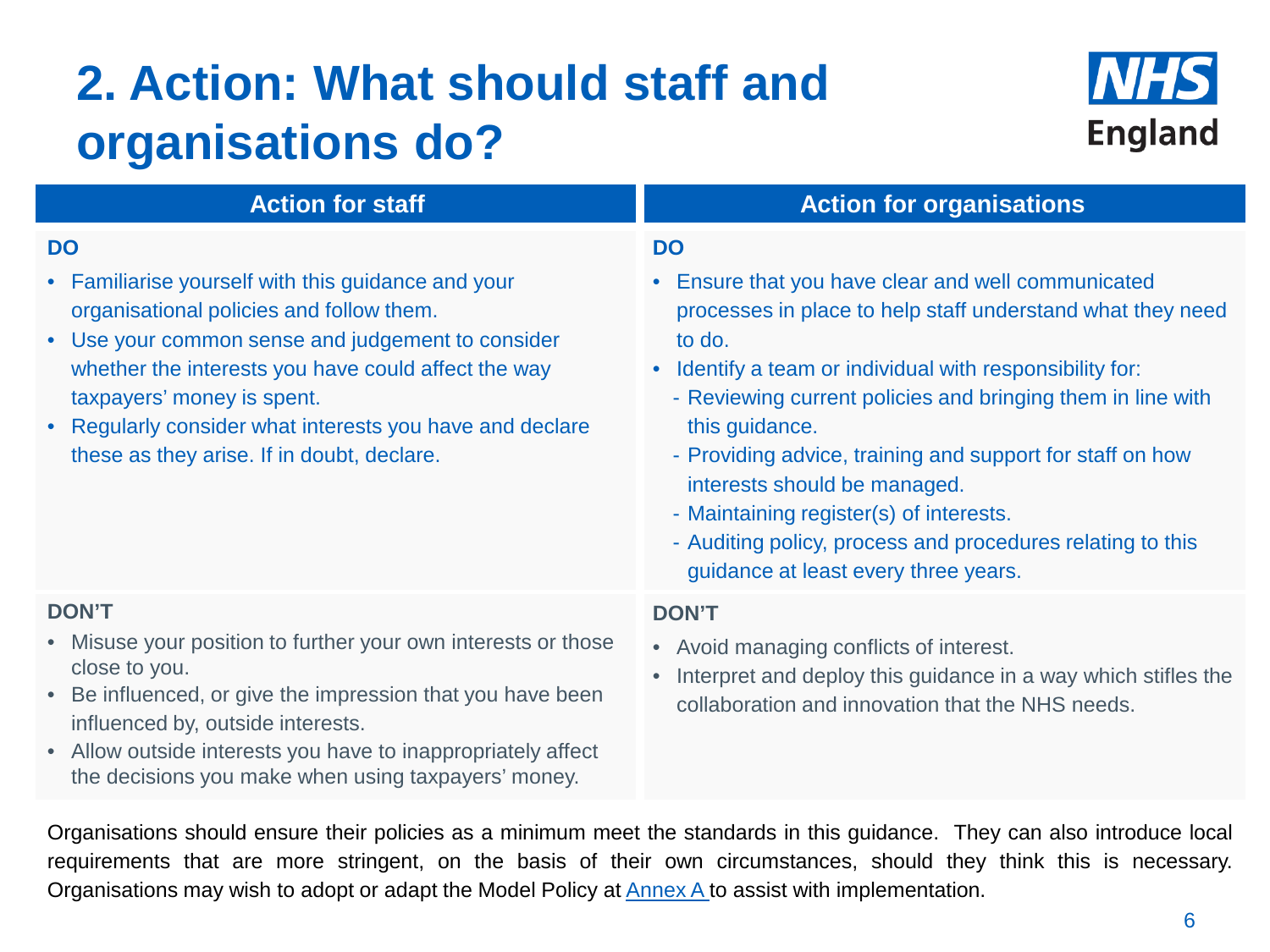# 2. Action: What should staff and organisations do?

| Action for staff | Action for organisations |
|---|---|
| **DO**<br>• Familiarise yourself with this guidance and your organisational policies and follow them.<br>• Use your common sense and judgement to consider whether the interests you have could affect the way taxpayers' money is spent.<br>• Regularly consider what interests you have and declare these as they arise. If in doubt, declare. | **DO**<br>• Ensure that you have clear and well communicated processes in place to help staff understand what they need to do.<br>• Identify a team or individual with responsibility for:<br>- Reviewing current policies and bringing them in line with this guidance.<br>- Providing advice, training and support for staff on how interests should be managed.<br>- Maintaining register(s) of interests.<br>- Auditing policy, process and procedures relating to this guidance at least every three years. |
| **DON'T**<br>• Misuse your position to further your own interests or those close to you.<br>• Be influenced, or give the impression that you have been influenced by, outside interests.<br>• Allow outside interests you have to inappropriately affect the decisions you make when using taxpayers' money. | **DON'T**<br>• Avoid managing conflicts of interest.<br>• Interpret and deploy this guidance in a way which stifles the collaboration and innovation that the NHS needs. |

Organisations should ensure their policies as a minimum meet the standards in this guidance. They can also introduce local requirements that are more stringent, on the basis of their own circumstances, should they think this is necessary. Organisations may wish to adopt or adapt the Model Policy at Annex A to assist with implementation.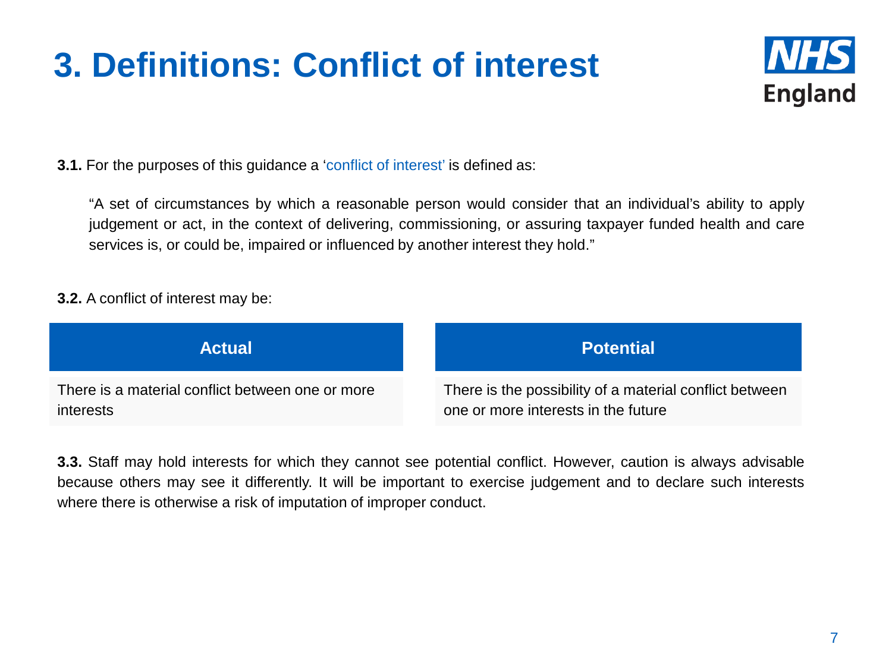# 3. Definitions: Conflict of interest

**3.1.** For the purposes of this guidance a 'conflict of interest' is defined as:

> "A set of circumstances by which a reasonable person would consider that an individual's ability to apply judgement or act, in the context of delivering, commissioning, or assuring taxpayer funded health and care services is, or could be, impaired or influenced by another interest they hold."

**3.2.** A conflict of interest may be:

| Actual | Potential |
| --- | --- |
| There is a material conflict between one or more interests | There is the possibility of a material conflict between one or more interests in the future |

**3.3.** Staff may hold interests for which they cannot see potential conflict. However, caution is always advisable because others may see it differently. It will be important to exercise judgement and to declare such interests where there is otherwise a risk of imputation of improper conduct.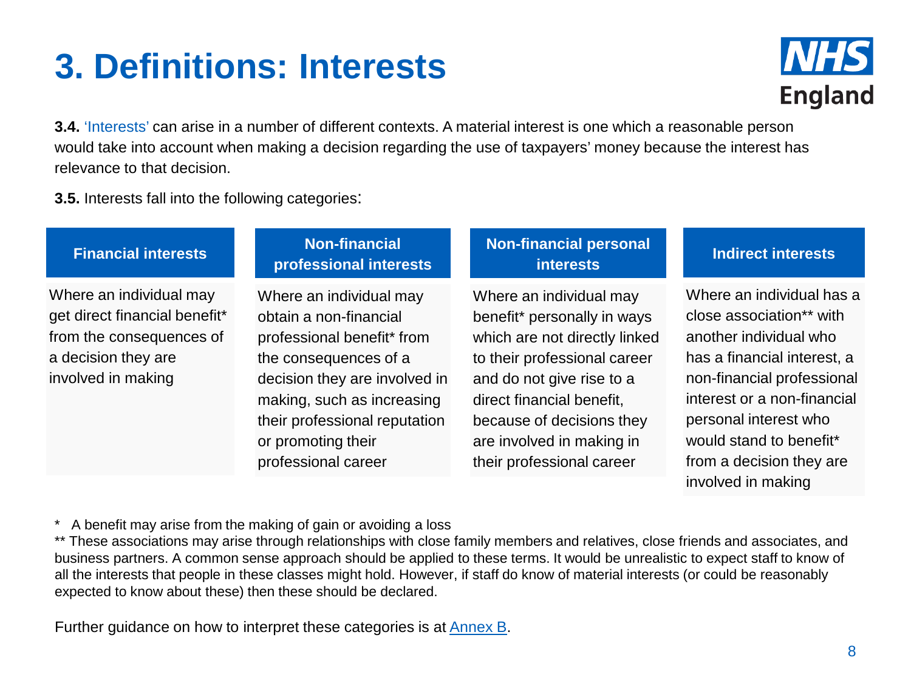# 3. Definitions: Interests

**3.4.** 'Interests' can arise in a number of different contexts. A material interest is one which a reasonable person would take into account when making a decision regarding the use of taxpayers' money because the interest has relevance to that decision.

**3.5.** Interests fall into the following categories:

| Financial interests | Non-financial professional interests | Non-financial personal interests | Indirect interests |
|---|---|---|---|
| Where an individual may get direct financial benefit* from the consequences of a decision they are involved in making | Where an individual may obtain a non-financial professional benefit* from the consequences of a decision they are involved in making, such as increasing their professional reputation or promoting their professional career | Where an individual may benefit* personally in ways which are not directly linked to their professional career and do not give rise to a direct financial benefit, because of decisions they are involved in making in their professional career | Where an individual has a close association** with another individual who has a financial interest, a non-financial professional interest or a non-financial personal interest who would stand to benefit* from a decision they are involved in making |

\* A benefit may arise from the making of gain or avoiding a loss

** These associations may arise through relationships with close family members and relatives, close friends and associates, and business partners. A common sense approach should be applied to these terms. It would be unrealistic to expect staff to know of all the interests that people in these classes might hold. However, if staff do know of material interests (or could be reasonably expected to know about these) then these should be declared.

Further guidance on how to interpret these categories is at Annex B.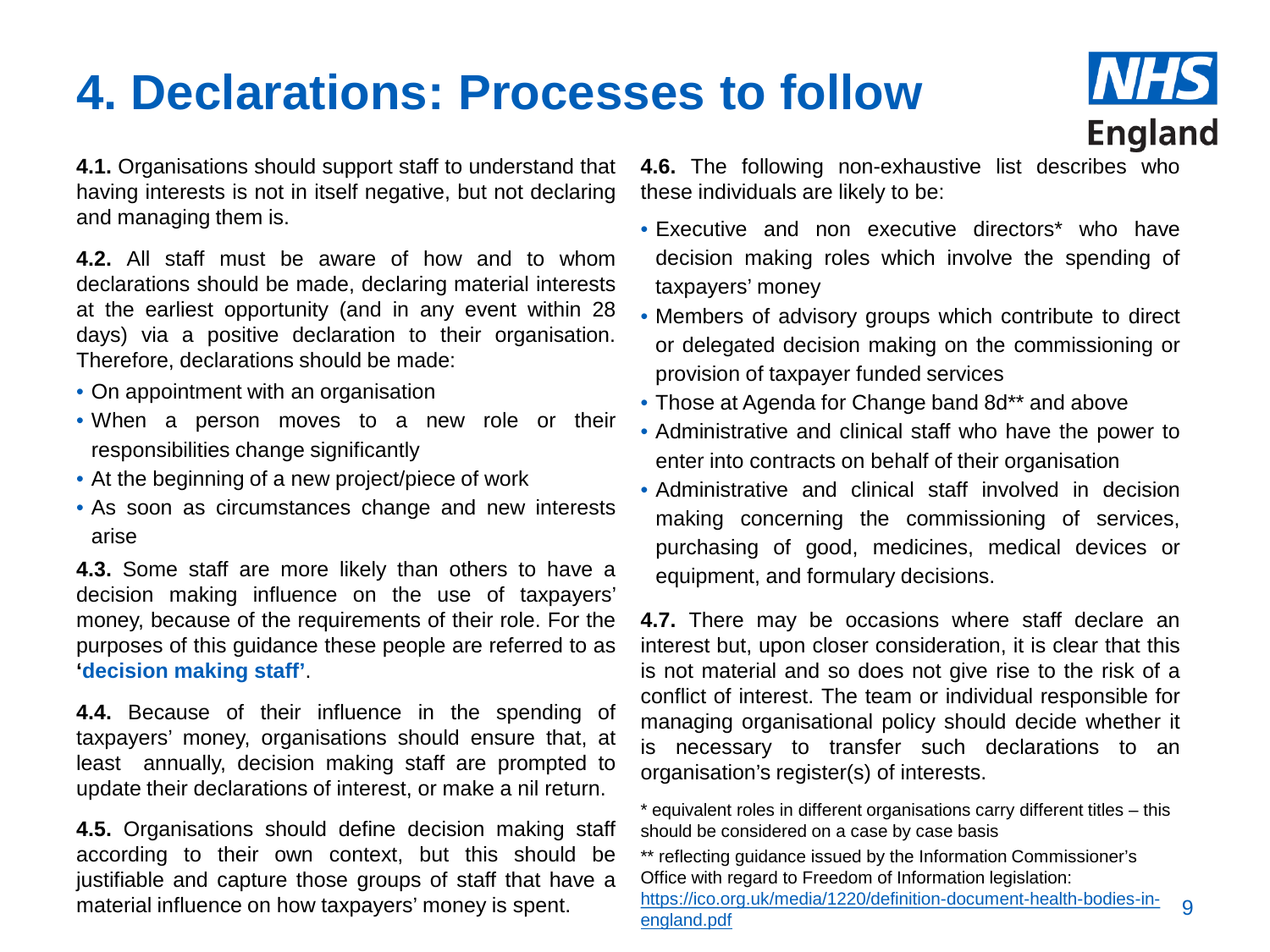# 4. Declarations: Processes to follow

**4.1.** Organisations should support staff to understand that having interests is not in itself negative, but not declaring and managing them is.

**4.2.** All staff must be aware of how and to whom declarations should be made, declaring material interests at the earliest opportunity (and in any event within 28 days) via a positive declaration to their organisation. Therefore, declarations should be made:

- On appointment with an organisation
- When a person moves to a new role or their responsibilities change significantly
- At the beginning of a new project/piece of work
- As soon as circumstances change and new interests arise

**4.3.** Some staff are more likely than others to have a decision making influence on the use of taxpayers' money, because of the requirements of their role. For the purposes of this guidance these people are referred to as **'decision making staff'**.

**4.4.** Because of their influence in the spending of taxpayers' money, organisations should ensure that, at least annually, decision making staff are prompted to update their declarations of interest, or make a nil return.

**4.5.** Organisations should define decision making staff according to their own context, but this should be justifiable and capture those groups of staff that have a material influence on how taxpayers' money is spent.

**4.6.** The following non-exhaustive list describes who these individuals are likely to be:

- Executive and non executive directors* who have decision making roles which involve the spending of taxpayers' money
- Members of advisory groups which contribute to direct or delegated decision making on the commissioning or provision of taxpayer funded services
- Those at Agenda for Change band 8d** and above
- Administrative and clinical staff who have the power to enter into contracts on behalf of their organisation
- Administrative and clinical staff involved in decision making concerning the commissioning of services, purchasing of good, medicines, medical devices or equipment, and formulary decisions.

**4.7.** There may be occasions where staff declare an interest but, upon closer consideration, it is clear that this is not material and so does not give rise to the risk of a conflict of interest. The team or individual responsible for managing organisational policy should decide whether it is necessary to transfer such declarations to an organisation's register(s) of interests.

\* equivalent roles in different organisations carry different titles – this should be considered on a case by case basis

\*\* reflecting guidance issued by the Information Commissioner's Office with regard to Freedom of Information legislation: [https://ico.org.uk/media/1220/definition-document-health-bodies-in-england.pdf](https://ico.org.uk/media/1220/definition-document-health-bodies-in-england.pdf)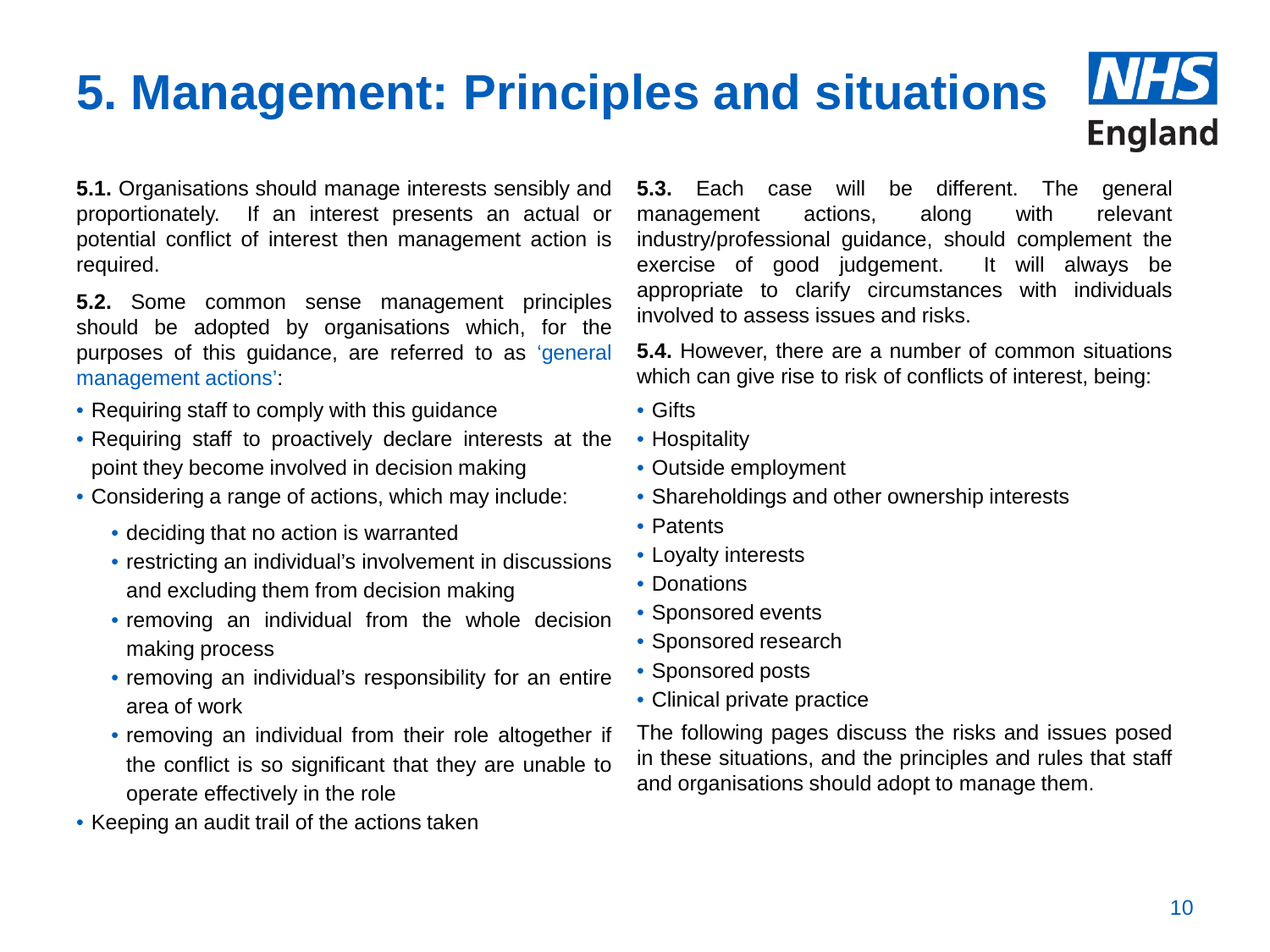# 5. Management: Principles and situations

**5.1.** Organisations should manage interests sensibly and proportionately. If an interest presents an actual or potential conflict of interest then management action is required.

**5.2.** Some common sense management principles should be adopted by organisations which, for the purposes of this guidance, are referred to as 'general management actions':

- Requiring staff to comply with this guidance
- Requiring staff to proactively declare interests at the point they become involved in decision making
- Considering a range of actions, which may include:
  - deciding that no action is warranted
  - restricting an individual's involvement in discussions and excluding them from decision making
  - removing an individual from the whole decision making process
  - removing an individual's responsibility for an entire area of work
  - removing an individual from their role altogether if the conflict is so significant that they are unable to operate effectively in the role
- Keeping an audit trail of the actions taken

**5.3.** Each case will be different. The general management actions, along with relevant industry/professional guidance, should complement the exercise of good judgement. It will always be appropriate to clarify circumstances with individuals involved to assess issues and risks.

**5.4.** However, there are a number of common situations which can give rise to risk of conflicts of interest, being:

- Gifts
- Hospitality
- Outside employment
- Shareholdings and other ownership interests
- Patents
- Loyalty interests
- Donations
- Sponsored events
- Sponsored research
- Sponsored posts
- Clinical private practice

The following pages discuss the risks and issues posed in these situations, and the principles and rules that staff and organisations should adopt to manage them.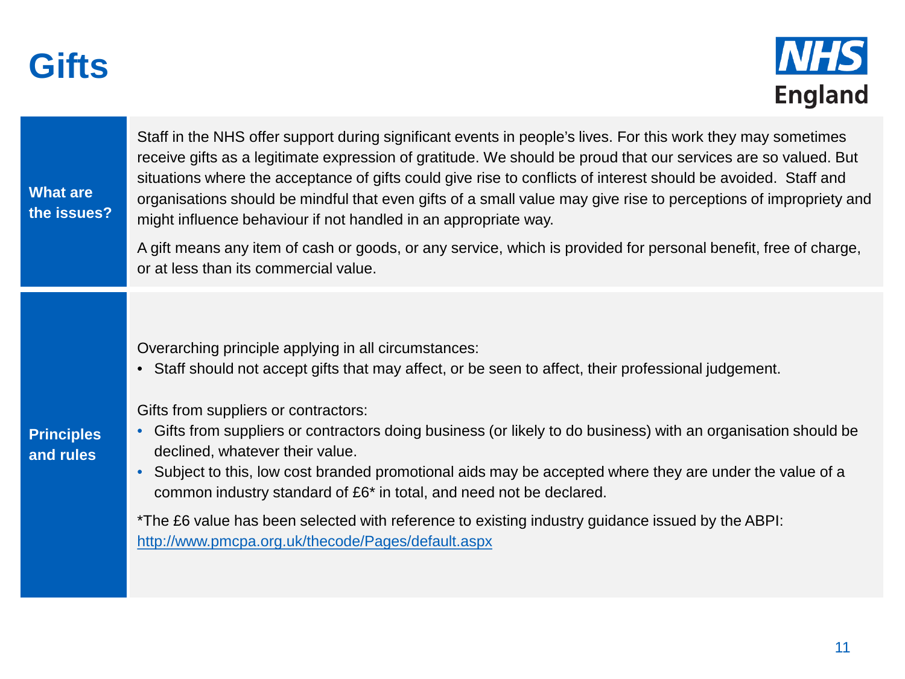# Gifts

NHS England

| | |
|---|---|
| **What are the issues?** | Staff in the NHS offer support during significant events in people's lives. For this work they may sometimes receive gifts as a legitimate expression of gratitude. We should be proud that our services are so valued. But situations where the acceptance of gifts could give rise to conflicts of interest should be avoided. Staff and organisations should be mindful that even gifts of a small value may give rise to perceptions of impropriety and might influence behaviour if not handled in an appropriate way.<br><br>A gift means any item of cash or goods, or any service, which is provided for personal benefit, free of charge, or at less than its commercial value. |
| **Principles and rules** | Overarching principle applying in all circumstances:<br>• Staff should not accept gifts that may affect, or be seen to affect, their professional judgement.<br><br>Gifts from suppliers or contractors:<br>• Gifts from suppliers or contractors doing business (or likely to do business) with an organisation should be declined, whatever their value.<br>• Subject to this, low cost branded promotional aids may be accepted where they are under the value of a common industry standard of £6* in total, and need not be declared.<br><br>*The £6 value has been selected with reference to existing industry guidance issued by the ABPI: http://www.pmcpa.org.uk/thecode/Pages/default.aspx |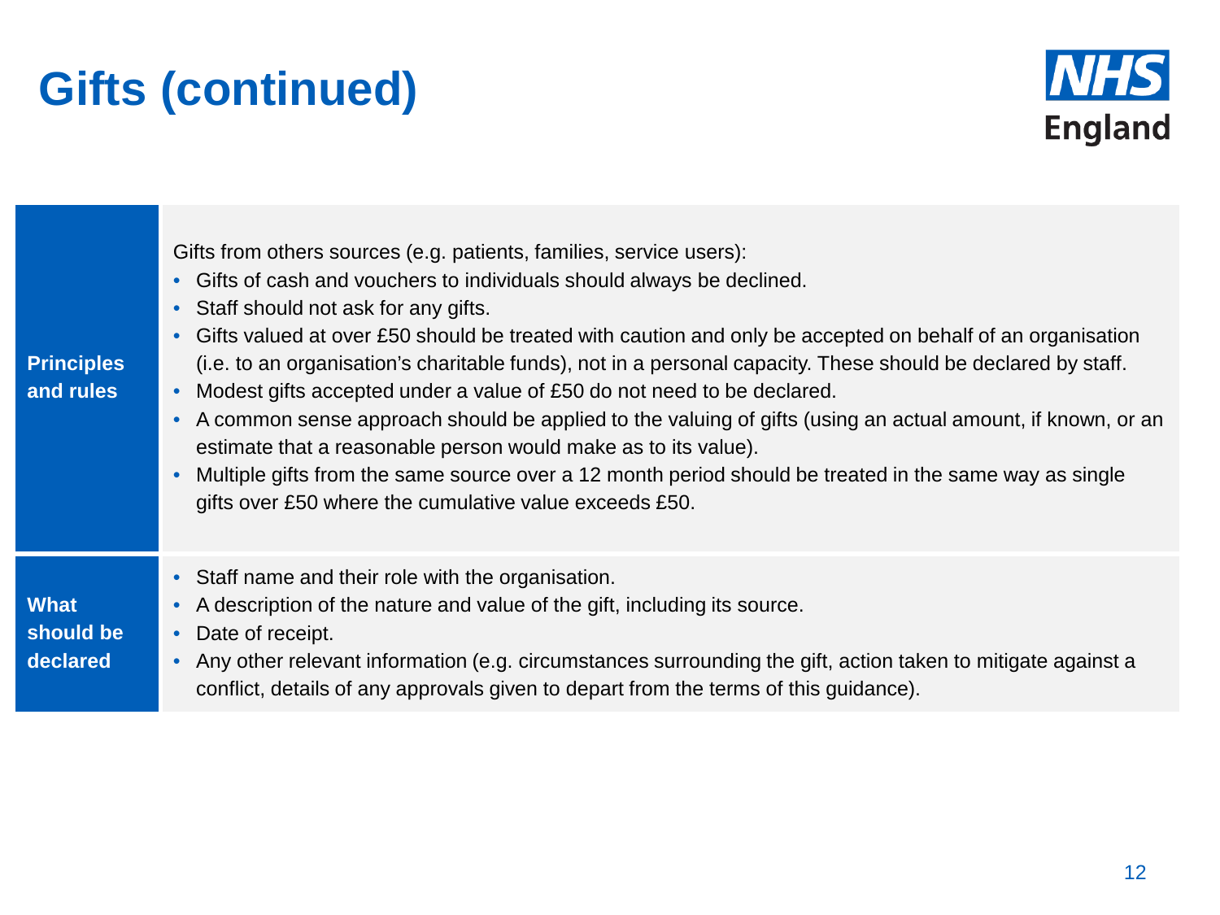# Gifts (continued)

## Principles and rules

Gifts from others sources (e.g. patients, families, service users):

- Gifts of cash and vouchers to individuals should always be declined.
- Staff should not ask for any gifts.
- Gifts valued at over £50 should be treated with caution and only be accepted on behalf of an organisation (i.e. to an organisation's charitable funds), not in a personal capacity. These should be declared by staff.
- Modest gifts accepted under a value of £50 do not need to be declared.
- A common sense approach should be applied to the valuing of gifts (using an actual amount, if known, or an estimate that a reasonable person would make as to its value).
- Multiple gifts from the same source over a 12 month period should be treated in the same way as single gifts over £50 where the cumulative value exceeds £50.

## What should be declared

- Staff name and their role with the organisation.
- A description of the nature and value of the gift, including its source.
- Date of receipt.
- Any other relevant information (e.g. circumstances surrounding the gift, action taken to mitigate against a conflict, details of any approvals given to depart from the terms of this guidance).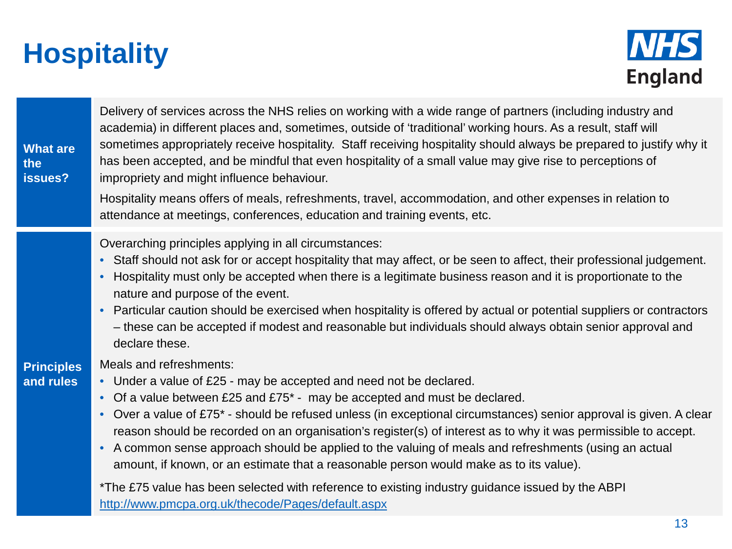# Hospitality

## What are the issues?

Delivery of services across the NHS relies on working with a wide range of partners (including industry and academia) in different places and, sometimes, outside of 'traditional' working hours. As a result, staff will sometimes appropriately receive hospitality. Staff receiving hospitality should always be prepared to justify why it has been accepted, and be mindful that even hospitality of a small value may give rise to perceptions of impropriety and might influence behaviour.

Hospitality means offers of meals, refreshments, travel, accommodation, and other expenses in relation to attendance at meetings, conferences, education and training events, etc.

## Principles and rules

Overarching principles applying in all circumstances:

- Staff should not ask for or accept hospitality that may affect, or be seen to affect, their professional judgement.
- Hospitality must only be accepted when there is a legitimate business reason and it is proportionate to the nature and purpose of the event.
- Particular caution should be exercised when hospitality is offered by actual or potential suppliers or contractors – these can be accepted if modest and reasonable but individuals should always obtain senior approval and declare these.

Meals and refreshments:

- Under a value of £25 - may be accepted and need not be declared.
- Of a value between £25 and £75* - may be accepted and must be declared.
- Over a value of £75* - should be refused unless (in exceptional circumstances) senior approval is given. A clear reason should be recorded on an organisation's register(s) of interest as to why it was permissible to accept.
- A common sense approach should be applied to the valuing of meals and refreshments (using an actual amount, if known, or an estimate that a reasonable person would make as to its value).

*The £75 value has been selected with reference to existing industry guidance issued by the ABPI http://www.pmcpa.org.uk/thecode/Pages/default.aspx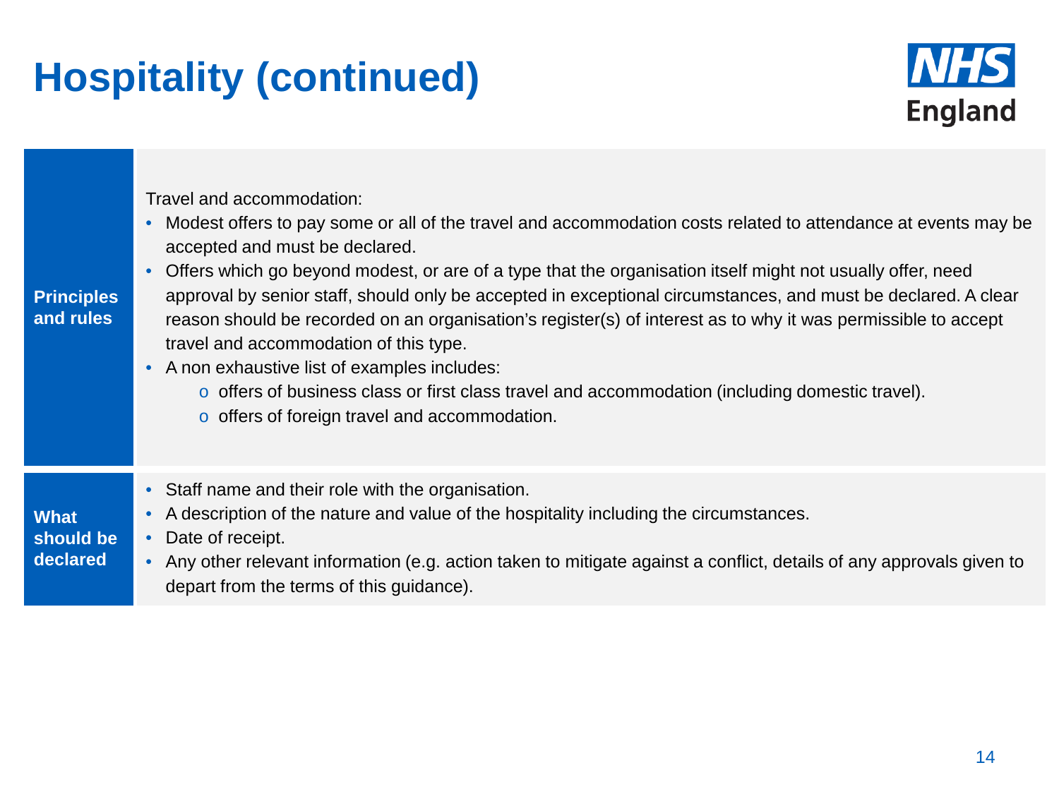# Hospitality (continued)

| | |
|---|---|
| **Principles and rules** | Travel and accommodation:<br>• Modest offers to pay some or all of the travel and accommodation costs related to attendance at events may be accepted and must be declared.<br>• Offers which go beyond modest, or are of a type that the organisation itself might not usually offer, need approval by senior staff, should only be accepted in exceptional circumstances, and must be declared. A clear reason should be recorded on an organisation's register(s) of interest as to why it was permissible to accept travel and accommodation of this type.<br>• A non exhaustive list of examples includes:<br>  o offers of business class or first class travel and accommodation (including domestic travel).<br>  o offers of foreign travel and accommodation. |
| **What should be declared** | • Staff name and their role with the organisation.<br>• A description of the nature and value of the hospitality including the circumstances.<br>• Date of receipt.<br>• Any other relevant information (e.g. action taken to mitigate against a conflict, details of any approvals given to depart from the terms of this guidance). |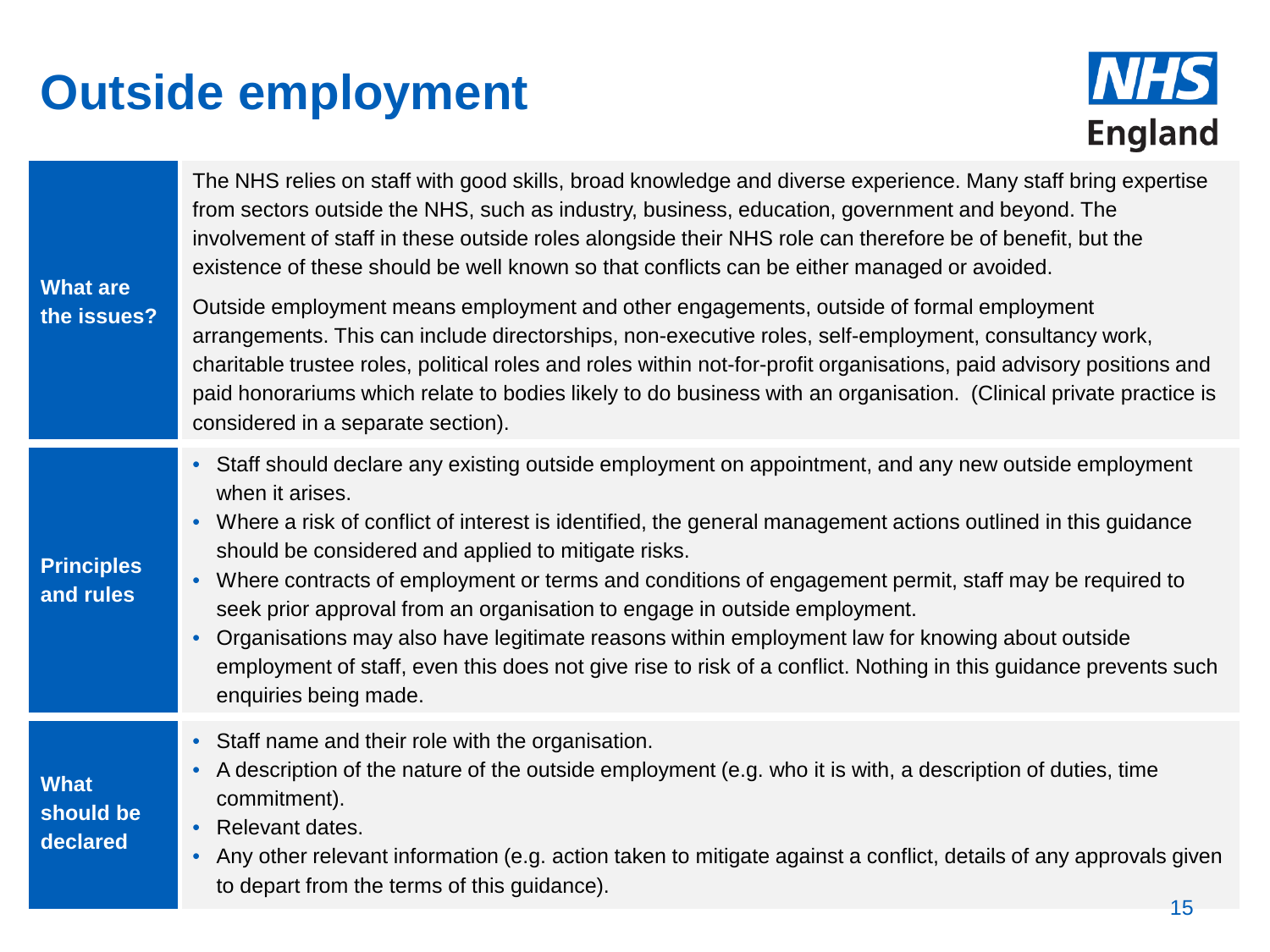# Outside employment

NHS England

### What are the issues?

The NHS relies on staff with good skills, broad knowledge and diverse experience. Many staff bring expertise from sectors outside the NHS, such as industry, business, education, government and beyond. The involvement of staff in these outside roles alongside their NHS role can therefore be of benefit, but the existence of these should be well known so that conflicts can be either managed or avoided.

Outside employment means employment and other engagements, outside of formal employment arrangements. This can include directorships, non-executive roles, self-employment, consultancy work, charitable trustee roles, political roles and roles within not-for-profit organisations, paid advisory positions and paid honorariums which relate to bodies likely to do business with an organisation. (Clinical private practice is considered in a separate section).

### Principles and rules

- Staff should declare any existing outside employment on appointment, and any new outside employment when it arises.
- Where a risk of conflict of interest is identified, the general management actions outlined in this guidance should be considered and applied to mitigate risks.
- Where contracts of employment or terms and conditions of engagement permit, staff may be required to seek prior approval from an organisation to engage in outside employment.
- Organisations may also have legitimate reasons within employment law for knowing about outside employment of staff, even this does not give rise to risk of a conflict. Nothing in this guidance prevents such enquiries being made.

### What should be declared

- Staff name and their role with the organisation.
- A description of the nature of the outside employment (e.g. who it is with, a description of duties, time commitment).
- Relevant dates.
- Any other relevant information (e.g. action taken to mitigate against a conflict, details of any approvals given to depart from the terms of this guidance).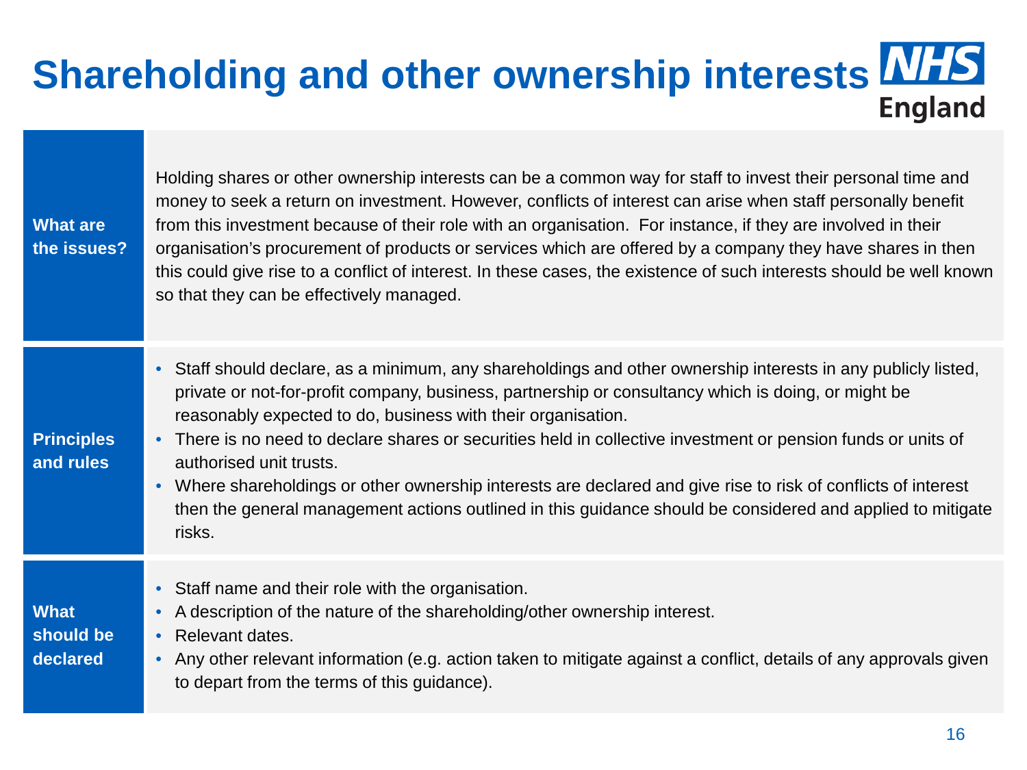# Shareholding and other ownership interests

## What are the issues?

Holding shares or other ownership interests can be a common way for staff to invest their personal time and money to seek a return on investment. However, conflicts of interest can arise when staff personally benefit from this investment because of their role with an organisation. For instance, if they are involved in their organisation's procurement of products or services which are offered by a company they have shares in then this could give rise to a conflict of interest. In these cases, the existence of such interests should be well known so that they can be effectively managed.

## Principles and rules

- Staff should declare, as a minimum, any shareholdings and other ownership interests in any publicly listed, private or not-for-profit company, business, partnership or consultancy which is doing, or might be reasonably expected to do, business with their organisation.
- There is no need to declare shares or securities held in collective investment or pension funds or units of authorised unit trusts.
- Where shareholdings or other ownership interests are declared and give rise to risk of conflicts of interest then the general management actions outlined in this guidance should be considered and applied to mitigate risks.

## What should be declared

- Staff name and their role with the organisation.
- A description of the nature of the shareholding/other ownership interest.
- Relevant dates.
- Any other relevant information (e.g. action taken to mitigate against a conflict, details of any approvals given to depart from the terms of this guidance).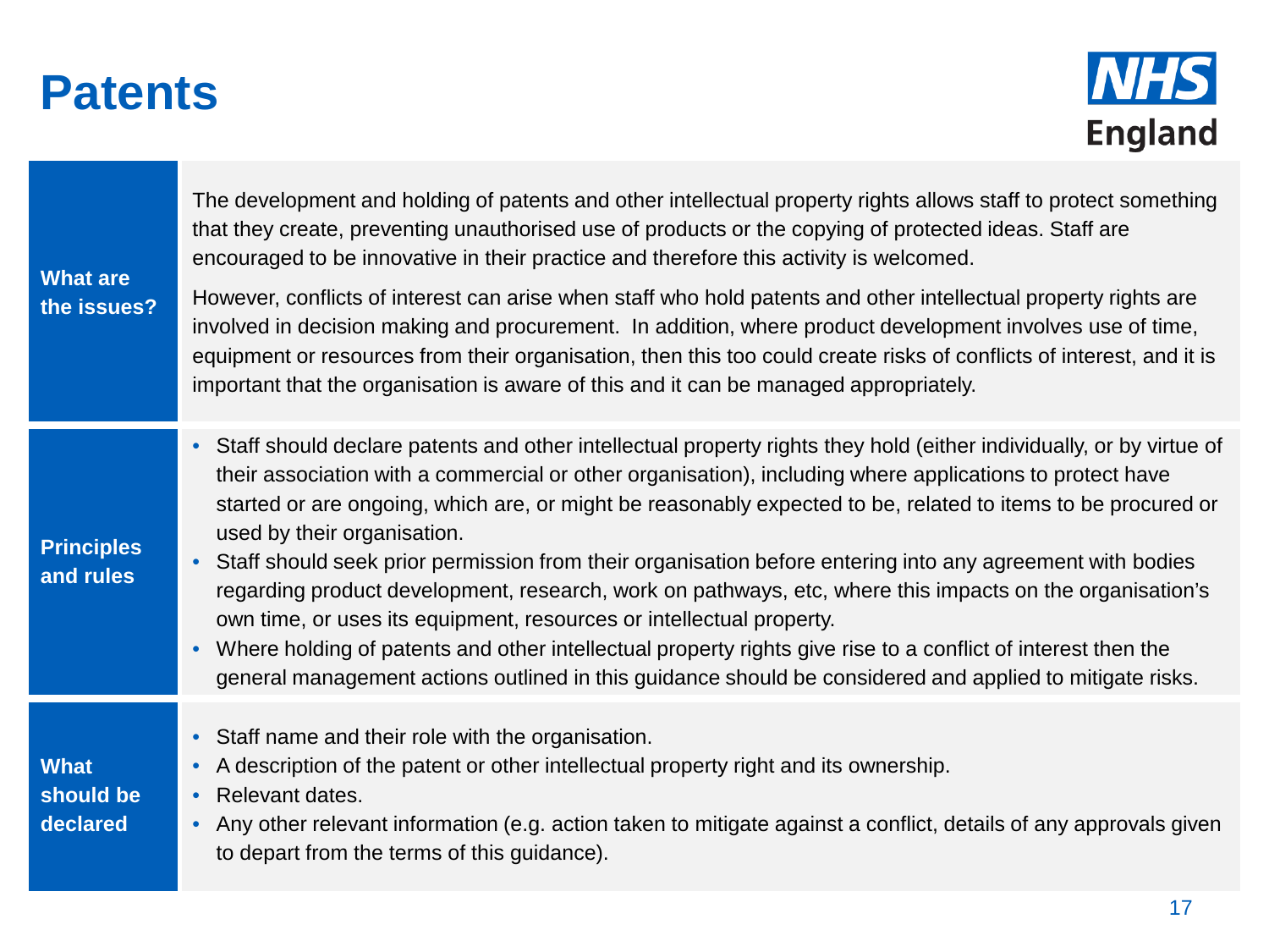# Patents

## What are the issues?

The development and holding of patents and other intellectual property rights allows staff to protect something that they create, preventing unauthorised use of products or the copying of protected ideas. Staff are encouraged to be innovative in their practice and therefore this activity is welcomed.

However, conflicts of interest can arise when staff who hold patents and other intellectual property rights are involved in decision making and procurement. In addition, where product development involves use of time, equipment or resources from their organisation, then this too could create risks of conflicts of interest, and it is important that the organisation is aware of this and it can be managed appropriately.

## Principles and rules

- Staff should declare patents and other intellectual property rights they hold (either individually, or by virtue of their association with a commercial or other organisation), including where applications to protect have started or are ongoing, which are, or might be reasonably expected to be, related to items to be procured or used by their organisation.
- Staff should seek prior permission from their organisation before entering into any agreement with bodies regarding product development, research, work on pathways, etc, where this impacts on the organisation's own time, or uses its equipment, resources or intellectual property.
- Where holding of patents and other intellectual property rights give rise to a conflict of interest then the general management actions outlined in this guidance should be considered and applied to mitigate risks.

## What should be declared

- Staff name and their role with the organisation.
- A description of the patent or other intellectual property right and its ownership.
- Relevant dates.
- Any other relevant information (e.g. action taken to mitigate against a conflict, details of any approvals given to depart from the terms of this guidance).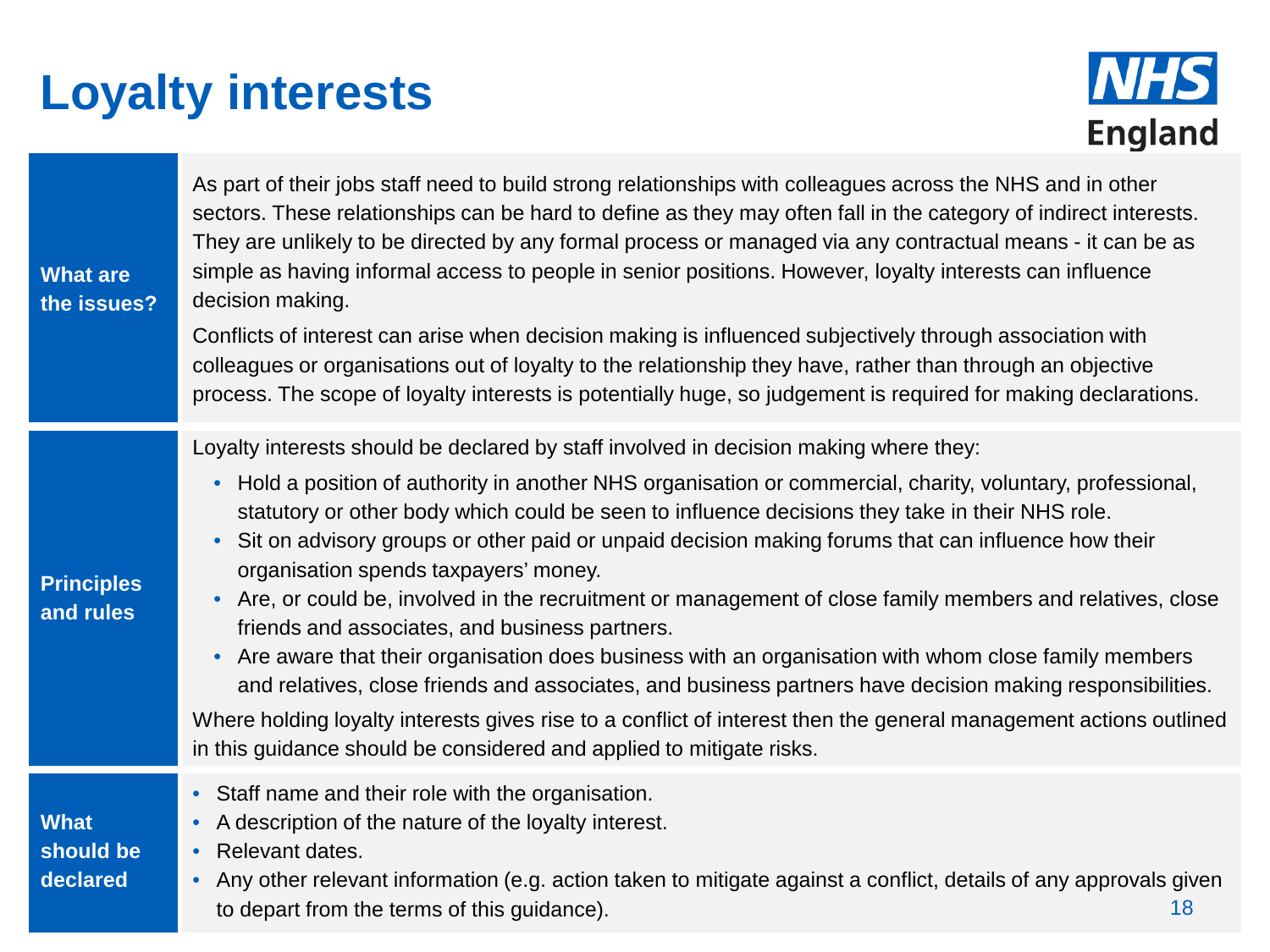# Loyalty interests

NHS England

## What are the issues?

As part of their jobs staff need to build strong relationships with colleagues across the NHS and in other sectors. These relationships can be hard to define as they may often fall in the category of indirect interests. They are unlikely to be directed by any formal process or managed via any contractual means - it can be as simple as having informal access to people in senior positions. However, loyalty interests can influence decision making.

Conflicts of interest can arise when decision making is influenced subjectively through association with colleagues or organisations out of loyalty to the relationship they have, rather than through an objective process. The scope of loyalty interests is potentially huge, so judgement is required for making declarations.

## Principles and rules

Loyalty interests should be declared by staff involved in decision making where they:

- Hold a position of authority in another NHS organisation or commercial, charity, voluntary, professional, statutory or other body which could be seen to influence decisions they take in their NHS role.
- Sit on advisory groups or other paid or unpaid decision making forums that can influence how their organisation spends taxpayers' money.
- Are, or could be, involved in the recruitment or management of close family members and relatives, close friends and associates, and business partners.
- Are aware that their organisation does business with an organisation with whom close family members and relatives, close friends and associates, and business partners have decision making responsibilities.

Where holding loyalty interests gives rise to a conflict of interest then the general management actions outlined in this guidance should be considered and applied to mitigate risks.

## What should be declared

- Staff name and their role with the organisation.
- A description of the nature of the loyalty interest.
- Relevant dates.
- Any other relevant information (e.g. action taken to mitigate against a conflict, details of any approvals given to depart from the terms of this guidance).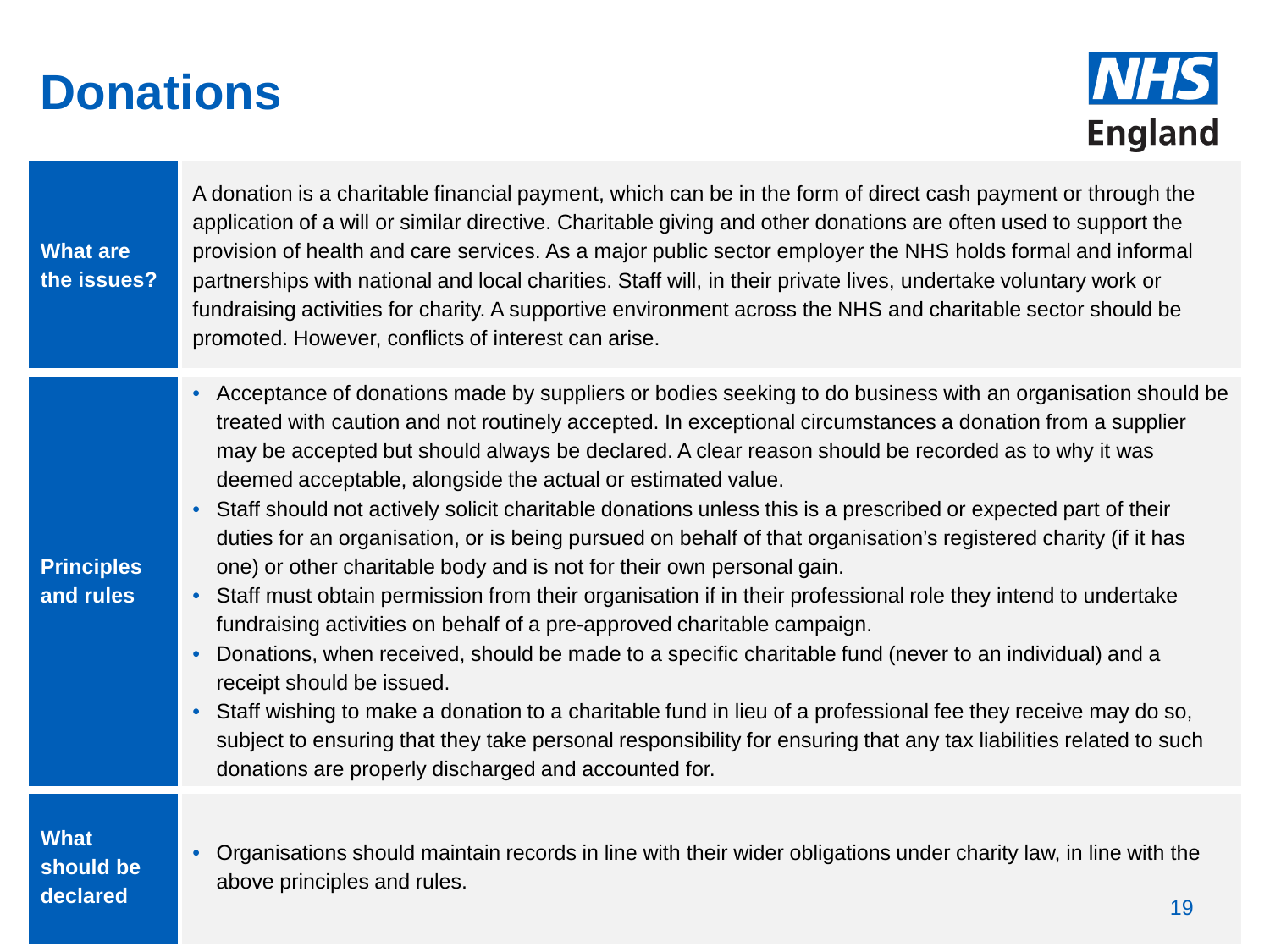# Donations

## What are the issues?

A donation is a charitable financial payment, which can be in the form of direct cash payment or through the application of a will or similar directive. Charitable giving and other donations are often used to support the provision of health and care services. As a major public sector employer the NHS holds formal and informal partnerships with national and local charities. Staff will, in their private lives, undertake voluntary work or fundraising activities for charity. A supportive environment across the NHS and charitable sector should be promoted. However, conflicts of interest can arise.

## Principles and rules

- Acceptance of donations made by suppliers or bodies seeking to do business with an organisation should be treated with caution and not routinely accepted. In exceptional circumstances a donation from a supplier may be accepted but should always be declared. A clear reason should be recorded as to why it was deemed acceptable, alongside the actual or estimated value.
- Staff should not actively solicit charitable donations unless this is a prescribed or expected part of their duties for an organisation, or is being pursued on behalf of that organisation's registered charity (if it has one) or other charitable body and is not for their own personal gain.
- Staff must obtain permission from their organisation if in their professional role they intend to undertake fundraising activities on behalf of a pre-approved charitable campaign.
- Donations, when received, should be made to a specific charitable fund (never to an individual) and a receipt should be issued.
- Staff wishing to make a donation to a charitable fund in lieu of a professional fee they receive may do so, subject to ensuring that they take personal responsibility for ensuring that any tax liabilities related to such donations are properly discharged and accounted for.

## What should be declared

- Organisations should maintain records in line with their wider obligations under charity law, in line with the above principles and rules.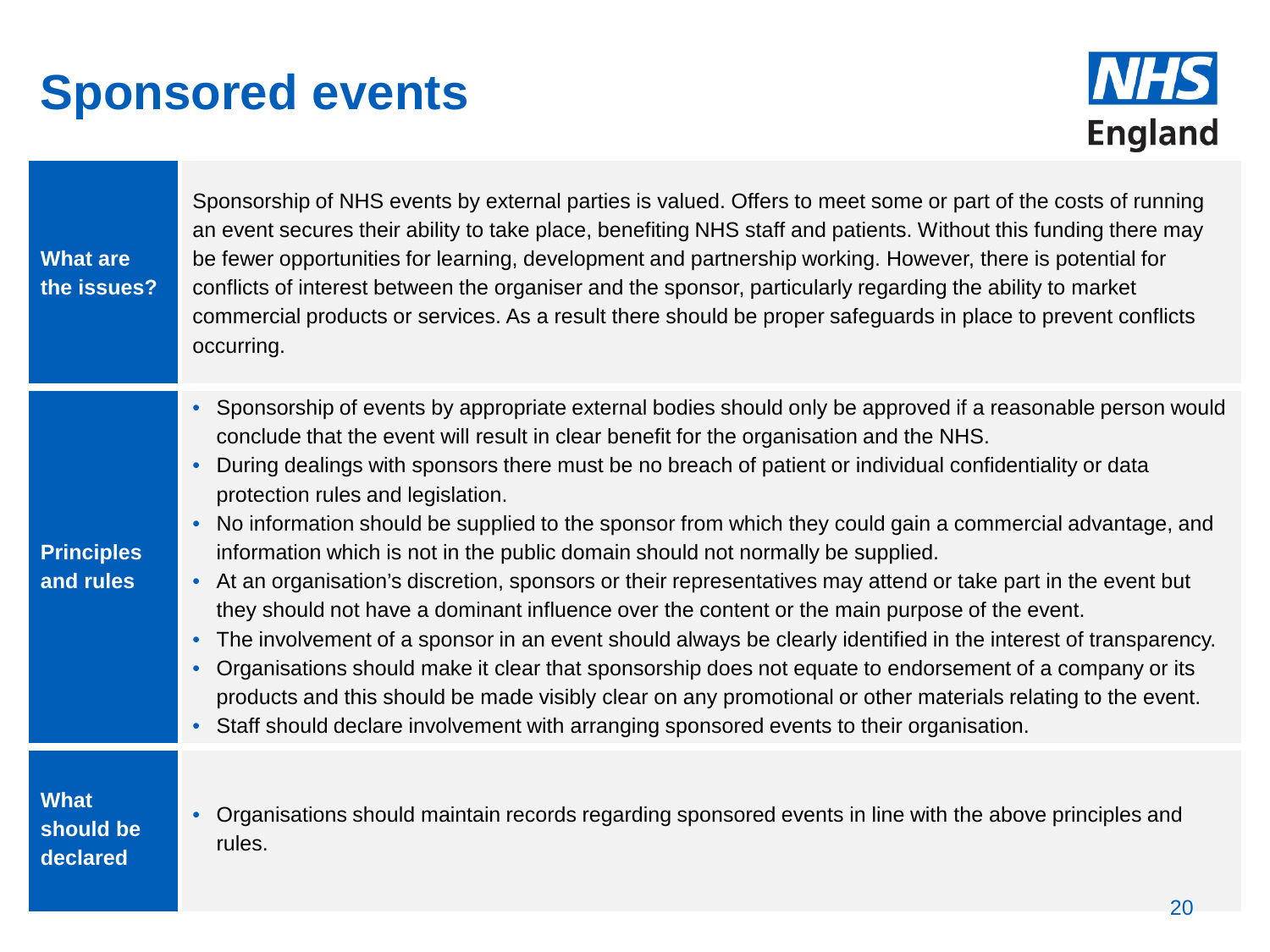# Sponsored events

NHS England

| | |
|---|---|
| **What are the issues?** | Sponsorship of NHS events by external parties is valued. Offers to meet some or part of the costs of running an event secures their ability to take place, benefiting NHS staff and patients. Without this funding there may be fewer opportunities for learning, development and partnership working. However, there is potential for conflicts of interest between the organiser and the sponsor, particularly regarding the ability to market commercial products or services. As a result there should be proper safeguards in place to prevent conflicts occurring. |
| **Principles and rules** | • Sponsorship of events by appropriate external bodies should only be approved if a reasonable person would conclude that the event will result in clear benefit for the organisation and the NHS.<br>• During dealings with sponsors there must be no breach of patient or individual confidentiality or data protection rules and legislation.<br>• No information should be supplied to the sponsor from which they could gain a commercial advantage, and information which is not in the public domain should not normally be supplied.<br>• At an organisation's discretion, sponsors or their representatives may attend or take part in the event but they should not have a dominant influence over the content or the main purpose of the event.<br>• The involvement of a sponsor in an event should always be clearly identified in the interest of transparency.<br>• Organisations should make it clear that sponsorship does not equate to endorsement of a company or its products and this should be made visibly clear on any promotional or other materials relating to the event.<br>• Staff should declare involvement with arranging sponsored events to their organisation. |
| **What should be declared** | • Organisations should maintain records regarding sponsored events in line with the above principles and rules. |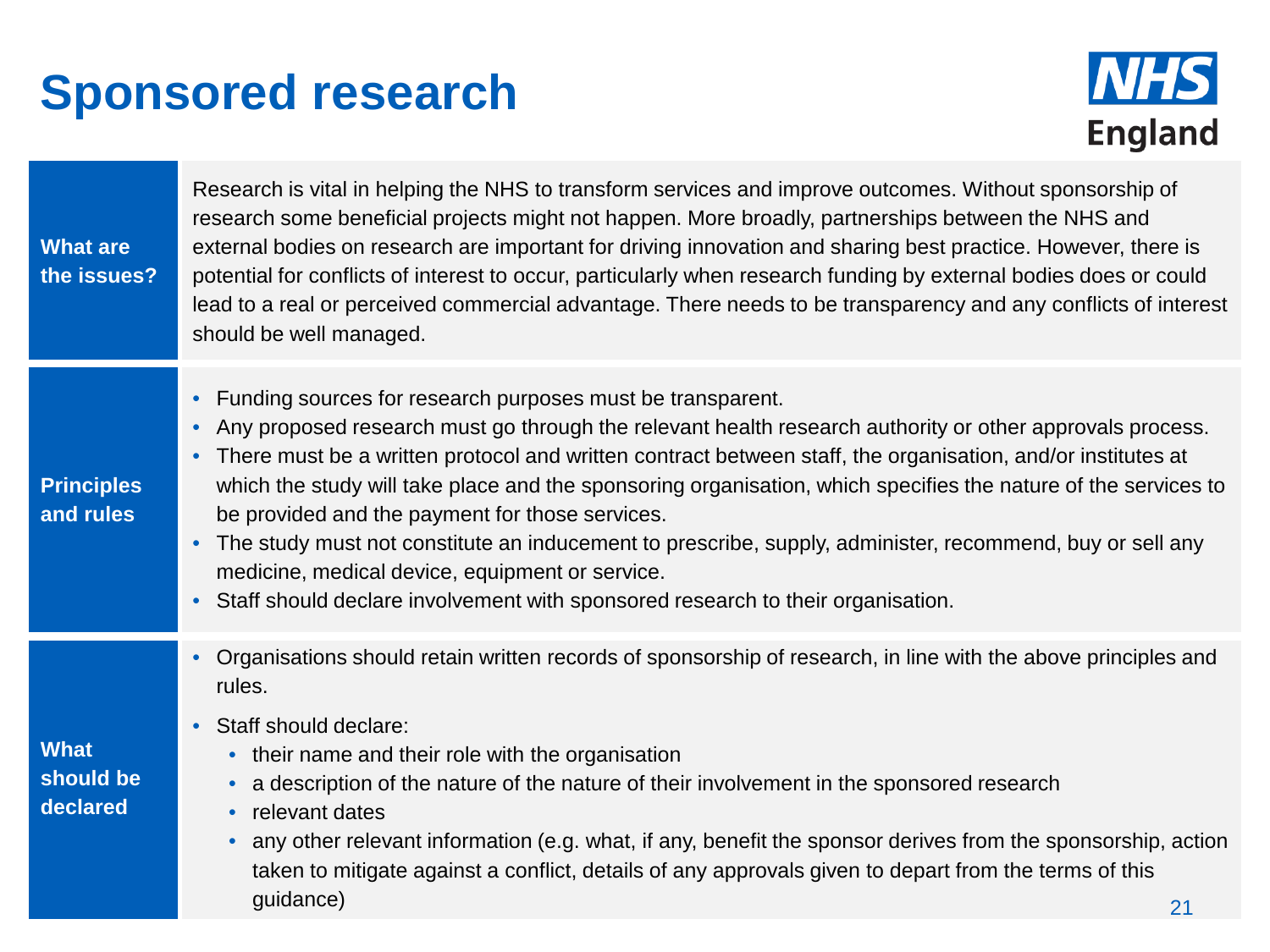# Sponsored research

NHS England

## What are the issues?

Research is vital in helping the NHS to transform services and improve outcomes. Without sponsorship of research some beneficial projects might not happen. More broadly, partnerships between the NHS and external bodies on research are important for driving innovation and sharing best practice. However, there is potential for conflicts of interest to occur, particularly when research funding by external bodies does or could lead to a real or perceived commercial advantage. There needs to be transparency and any conflicts of interest should be well managed.

## Principles and rules

- Funding sources for research purposes must be transparent.
- Any proposed research must go through the relevant health research authority or other approvals process.
- There must be a written protocol and written contract between staff, the organisation, and/or institutes at which the study will take place and the sponsoring organisation, which specifies the nature of the services to be provided and the payment for those services.
- The study must not constitute an inducement to prescribe, supply, administer, recommend, buy or sell any medicine, medical device, equipment or service.
- Staff should declare involvement with sponsored research to their organisation.

## What should be declared

- Organisations should retain written records of sponsorship of research, in line with the above principles and rules.
- Staff should declare:
  - their name and their role with the organisation
  - a description of the nature of the nature of their involvement in the sponsored research
  - relevant dates
  - any other relevant information (e.g. what, if any, benefit the sponsor derives from the sponsorship, action taken to mitigate against a conflict, details of any approvals given to depart from the terms of this guidance)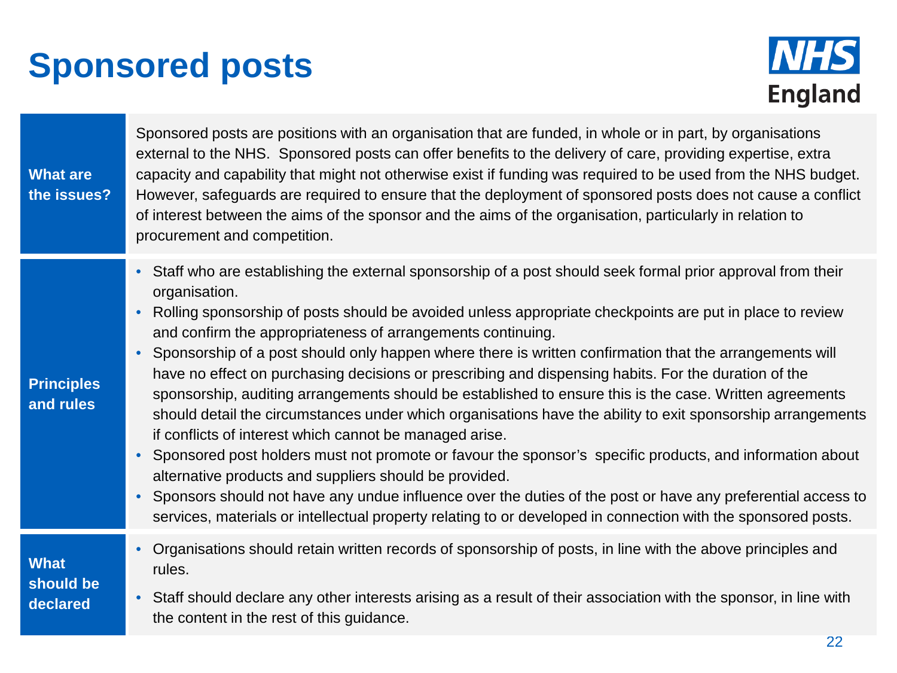# Sponsored posts

### What are the issues?

Sponsored posts are positions with an organisation that are funded, in whole or in part, by organisations external to the NHS. Sponsored posts can offer benefits to the delivery of care, providing expertise, extra capacity and capability that might not otherwise exist if funding was required to be used from the NHS budget. However, safeguards are required to ensure that the deployment of sponsored posts does not cause a conflict of interest between the aims of the sponsor and the aims of the organisation, particularly in relation to procurement and competition.

### Principles and rules

- Staff who are establishing the external sponsorship of a post should seek formal prior approval from their organisation.
- Rolling sponsorship of posts should be avoided unless appropriate checkpoints are put in place to review and confirm the appropriateness of arrangements continuing.
- Sponsorship of a post should only happen where there is written confirmation that the arrangements will have no effect on purchasing decisions or prescribing and dispensing habits. For the duration of the sponsorship, auditing arrangements should be established to ensure this is the case. Written agreements should detail the circumstances under which organisations have the ability to exit sponsorship arrangements if conflicts of interest which cannot be managed arise.
- Sponsored post holders must not promote or favour the sponsor's specific products, and information about alternative products and suppliers should be provided.
- Sponsors should not have any undue influence over the duties of the post or have any preferential access to services, materials or intellectual property relating to or developed in connection with the sponsored posts.

### What should be declared

- Organisations should retain written records of sponsorship of posts, in line with the above principles and rules.
- Staff should declare any other interests arising as a result of their association with the sponsor, in line with the content in the rest of this guidance.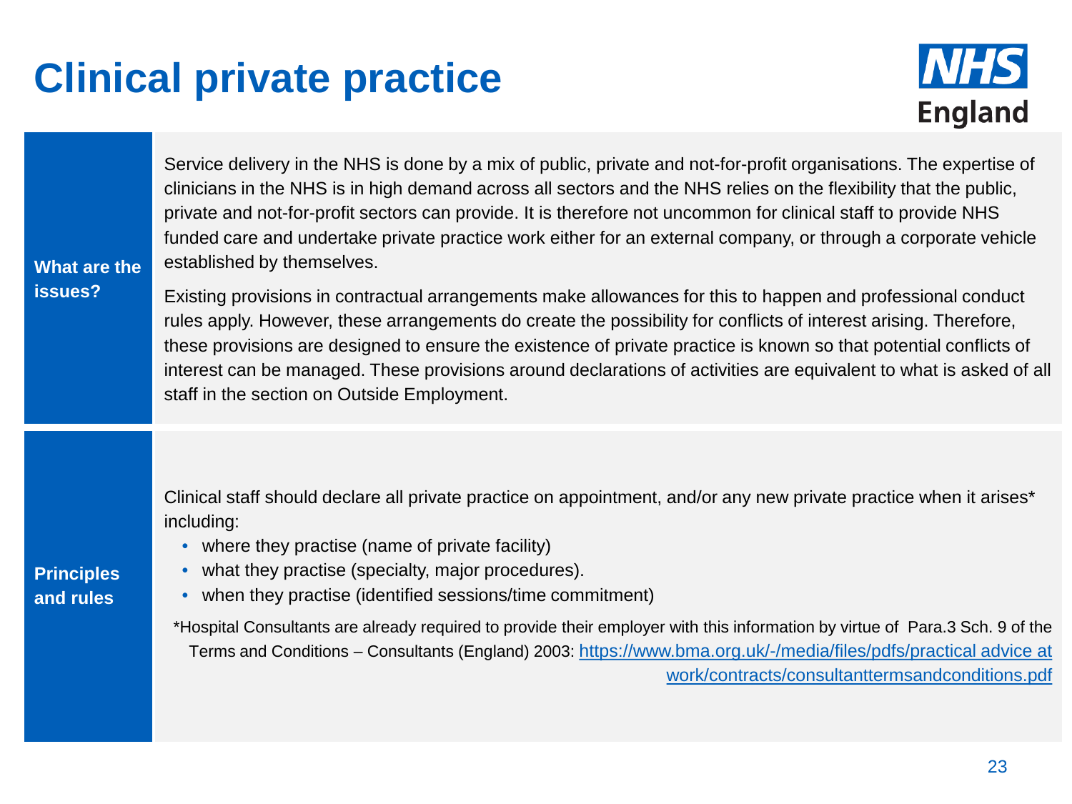# Clinical private practice

| | |
|---|---|
| **What are the issues?** | Service delivery in the NHS is done by a mix of public, private and not-for-profit organisations. The expertise of clinicians in the NHS is in high demand across all sectors and the NHS relies on the flexibility that the public, private and not-for-profit sectors can provide. It is therefore not uncommon for clinical staff to provide NHS funded care and undertake private practice work either for an external company, or through a corporate vehicle established by themselves.<br><br>Existing provisions in contractual arrangements make allowances for this to happen and professional conduct rules apply. However, these arrangements do create the possibility for conflicts of interest arising. Therefore, these provisions are designed to ensure the existence of private practice is known so that potential conflicts of interest can be managed. These provisions around declarations of activities are equivalent to what is asked of all staff in the section on Outside Employment. |
| **Principles and rules** | Clinical staff should declare all private practice on appointment, and/or any new private practice when it arises* including:<br>• where they practise (name of private facility)<br>• what they practise (specialty, major procedures).<br>• when they practise (identified sessions/time commitment)<br><br>*Hospital Consultants are already required to provide their employer with this information by virtue of Para.3 Sch. 9 of the Terms and Conditions – Consultants (England) 2003: https://www.bma.org.uk/-/media/files/pdfs/practical advice at work/contracts/consultanttermsandconditions.pdf |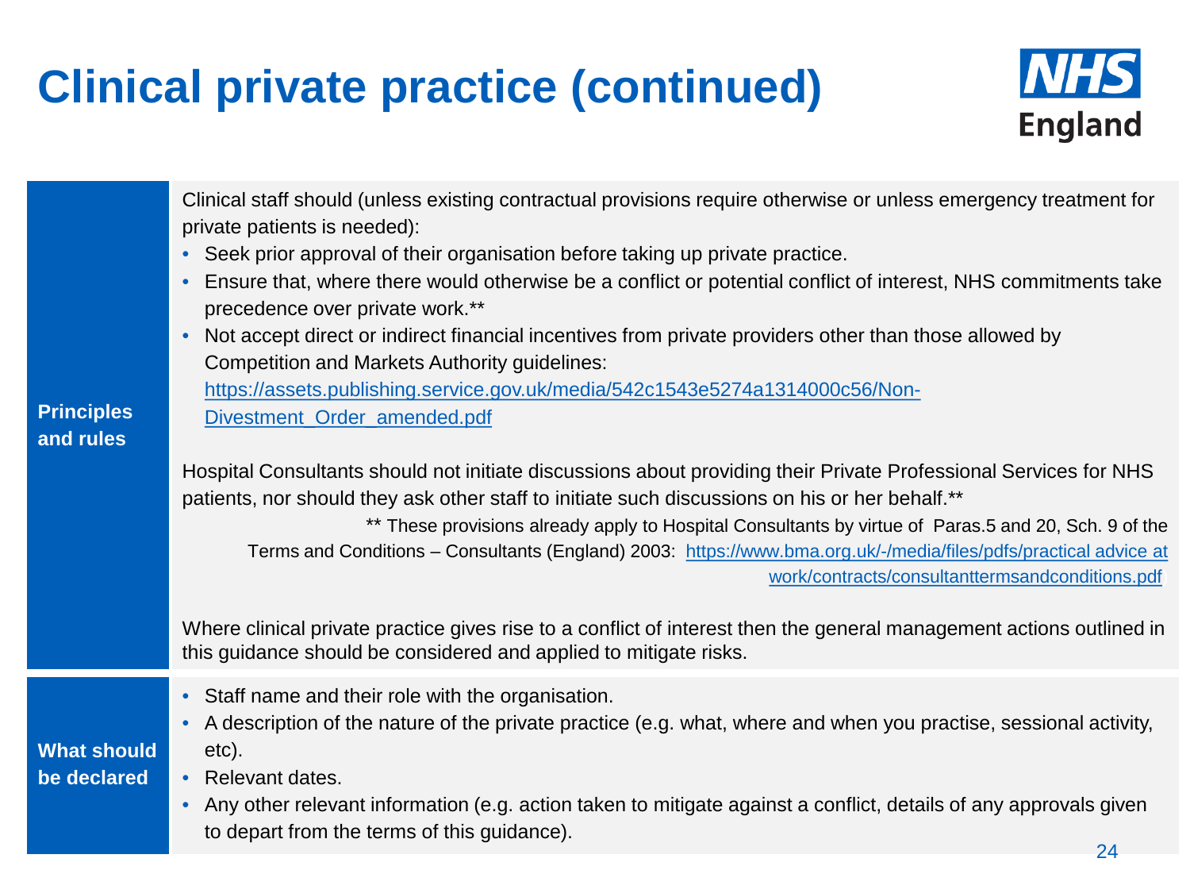# Clinical private practice (continued)

| | |
|---|---|
| **Principles and rules** | Clinical staff should (unless existing contractual provisions require otherwise or unless emergency treatment for private patients is needed):<br>• Seek prior approval of their organisation before taking up private practice.<br>• Ensure that, where there would otherwise be a conflict or potential conflict of interest, NHS commitments take precedence over private work.**<br>• Not accept direct or indirect financial incentives from private providers other than those allowed by Competition and Markets Authority guidelines: https://assets.publishing.service.gov.uk/media/542c1543e5274a1314000c56/Non-Divestment_Order_amended.pdf<br><br>Hospital Consultants should not initiate discussions about providing their Private Professional Services for NHS patients, nor should they ask other staff to initiate such discussions on his or her behalf.**<br><br>** These provisions already apply to Hospital Consultants by virtue of Paras.5 and 20, Sch. 9 of the Terms and Conditions – Consultants (England) 2003: https://www.bma.org.uk/-/media/files/pdfs/practical advice at work/contracts/consultanttermsandconditions.pdf<br><br>Where clinical private practice gives rise to a conflict of interest then the general management actions outlined in this guidance should be considered and applied to mitigate risks. |
| **What should be declared** | • Staff name and their role with the organisation.<br>• A description of the nature of the private practice (e.g. what, where and when you practise, sessional activity, etc).<br>• Relevant dates.<br>• Any other relevant information (e.g. action taken to mitigate against a conflict, details of any approvals given to depart from the terms of this guidance). |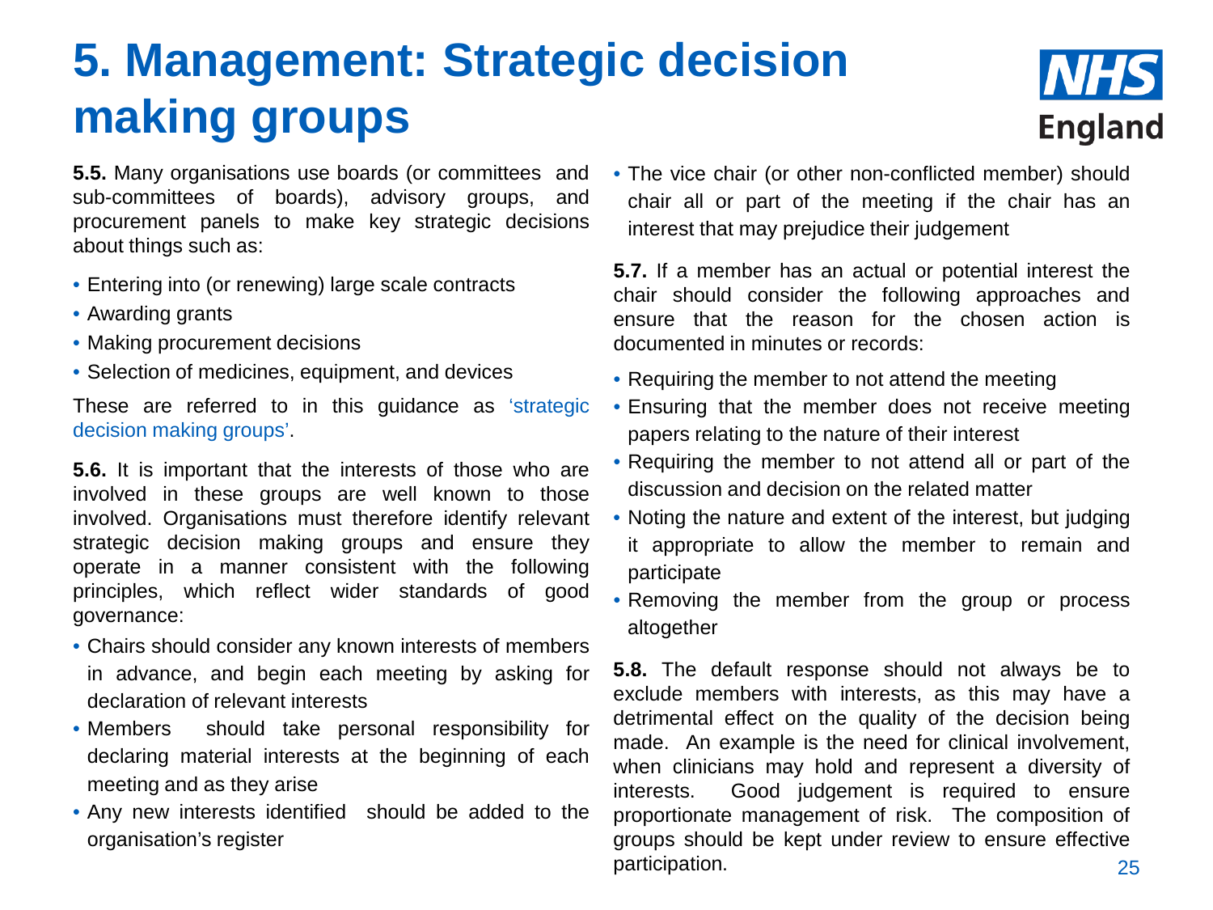# 5. Management: Strategic decision making groups

**5.5.** Many organisations use boards (or committees and sub-committees of boards), advisory groups, and procurement panels to make key strategic decisions about things such as:

- Entering into (or renewing) large scale contracts
- Awarding grants
- Making procurement decisions
- Selection of medicines, equipment, and devices

These are referred to in this guidance as 'strategic decision making groups'.

**5.6.** It is important that the interests of those who are involved in these groups are well known to those involved. Organisations must therefore identify relevant strategic decision making groups and ensure they operate in a manner consistent with the following principles, which reflect wider standards of good governance:

- Chairs should consider any known interests of members in advance, and begin each meeting by asking for declaration of relevant interests
- Members should take personal responsibility for declaring material interests at the beginning of each meeting and as they arise
- Any new interests identified should be added to the organisation's register
- The vice chair (or other non-conflicted member) should chair all or part of the meeting if the chair has an interest that may prejudice their judgement

**5.7.** If a member has an actual or potential interest the chair should consider the following approaches and ensure that the reason for the chosen action is documented in minutes or records:

- Requiring the member to not attend the meeting
- Ensuring that the member does not receive meeting papers relating to the nature of their interest
- Requiring the member to not attend all or part of the discussion and decision on the related matter
- Noting the nature and extent of the interest, but judging it appropriate to allow the member to remain and participate
- Removing the member from the group or process altogether

**5.8.** The default response should not always be to exclude members with interests, as this may have a detrimental effect on the quality of the decision being made. An example is the need for clinical involvement, when clinicians may hold and represent a diversity of interests. Good judgement is required to ensure proportionate management of risk. The composition of groups should be kept under review to ensure effective participation.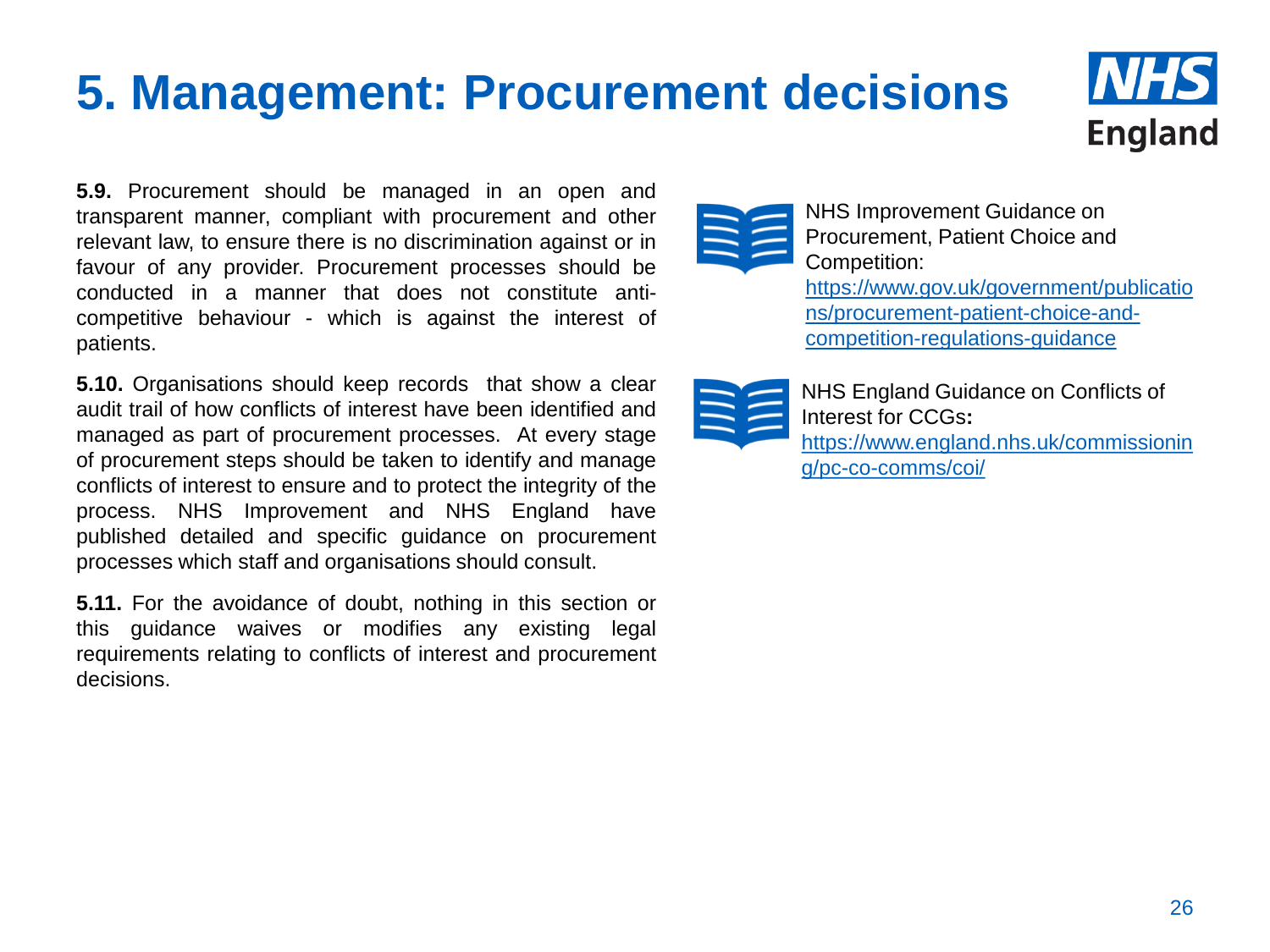# 5. Management: Procurement decisions

**5.9.** Procurement should be managed in an open and transparent manner, compliant with procurement and other relevant law, to ensure there is no discrimination against or in favour of any provider. Procurement processes should be conducted in a manner that does not constitute anti-competitive behaviour - which is against the interest of patients.

**5.10.** Organisations should keep records that show a clear audit trail of how conflicts of interest have been identified and managed as part of procurement processes. At every stage of procurement steps should be taken to identify and manage conflicts of interest to ensure and to protect the integrity of the process. NHS Improvement and NHS England have published detailed and specific guidance on procurement processes which staff and organisations should consult.

**5.11.** For the avoidance of doubt, nothing in this section or this guidance waives or modifies any existing legal requirements relating to conflicts of interest and procurement decisions.

NHS Improvement Guidance on Procurement, Patient Choice and Competition:
https://www.gov.uk/government/publications/procurement-patient-choice-and-competition-regulations-guidance

NHS England Guidance on Conflicts of Interest for CCGs**:**
https://www.england.nhs.uk/commissioning/pc-co-comms/coi/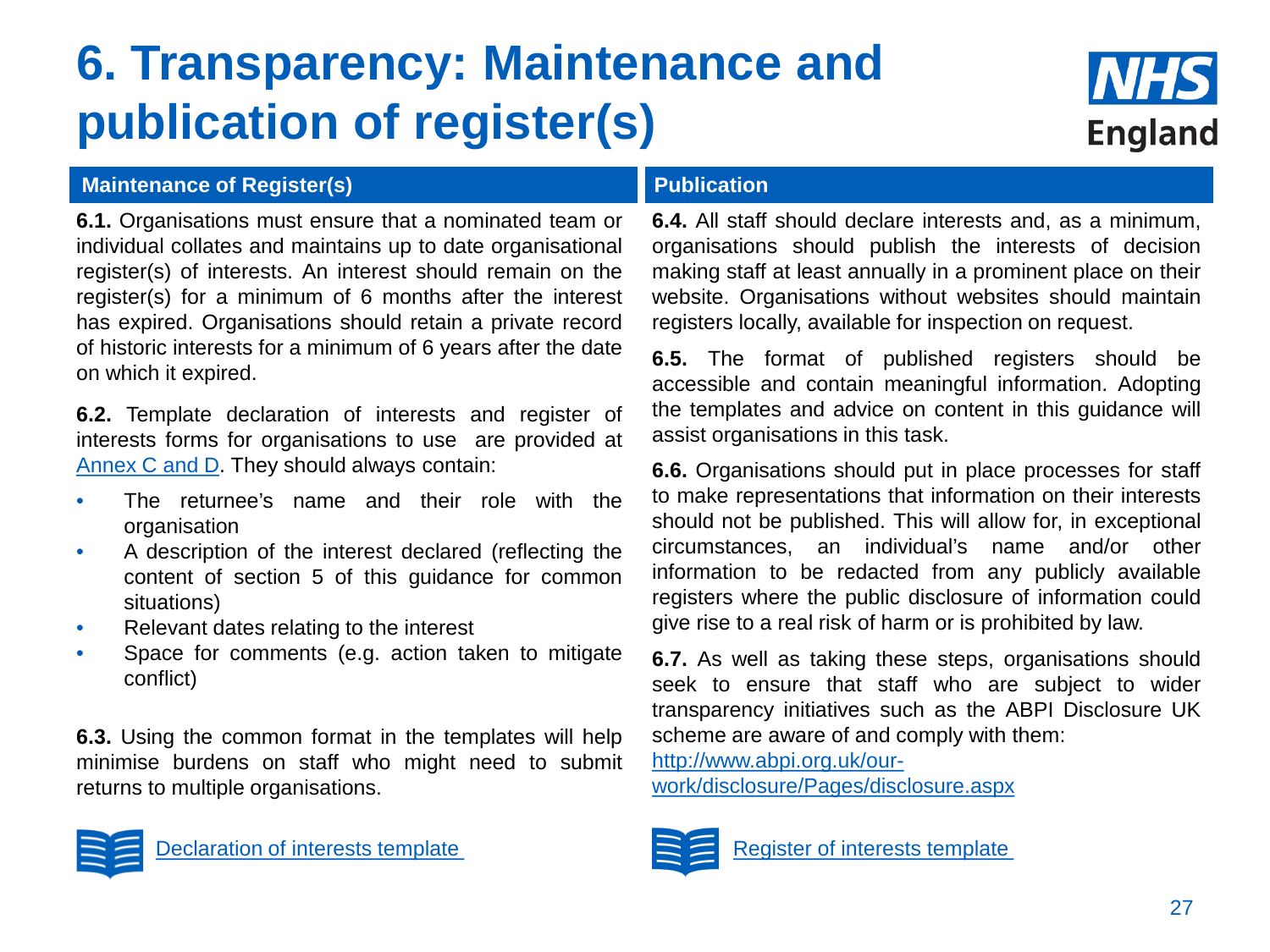# 6. Transparency: Maintenance and publication of register(s)

## Maintenance of Register(s)

**6.1.** Organisations must ensure that a nominated team or individual collates and maintains up to date organisational register(s) of interests. An interest should remain on the register(s) for a minimum of 6 months after the interest has expired. Organisations should retain a private record of historic interests for a minimum of 6 years after the date on which it expired.

**6.2.** Template declaration of interests and register of interests forms for organisations to use are provided at Annex C and D. They should always contain:

- The returnee's name and their role with the organisation
- A description of the interest declared (reflecting the content of section 5 of this guidance for common situations)
- Relevant dates relating to the interest
- Space for comments (e.g. action taken to mitigate conflict)

**6.3.** Using the common format in the templates will help minimise burdens on staff who might need to submit returns to multiple organisations.

Declaration of interests template

## Publication

**6.4.** All staff should declare interests and, as a minimum, organisations should publish the interests of decision making staff at least annually in a prominent place on their website. Organisations without websites should maintain registers locally, available for inspection on request.

**6.5.** The format of published registers should be accessible and contain meaningful information. Adopting the templates and advice on content in this guidance will assist organisations in this task.

**6.6.** Organisations should put in place processes for staff to make representations that information on their interests should not be published. This will allow for, in exceptional circumstances, an individual's name and/or other information to be redacted from any publicly available registers where the public disclosure of information could give rise to a real risk of harm or is prohibited by law.

**6.7.** As well as taking these steps, organisations should seek to ensure that staff who are subject to wider transparency initiatives such as the ABPI Disclosure UK scheme are aware of and comply with them: http://www.abpi.org.uk/our-work/disclosure/Pages/disclosure.aspx

Register of interests template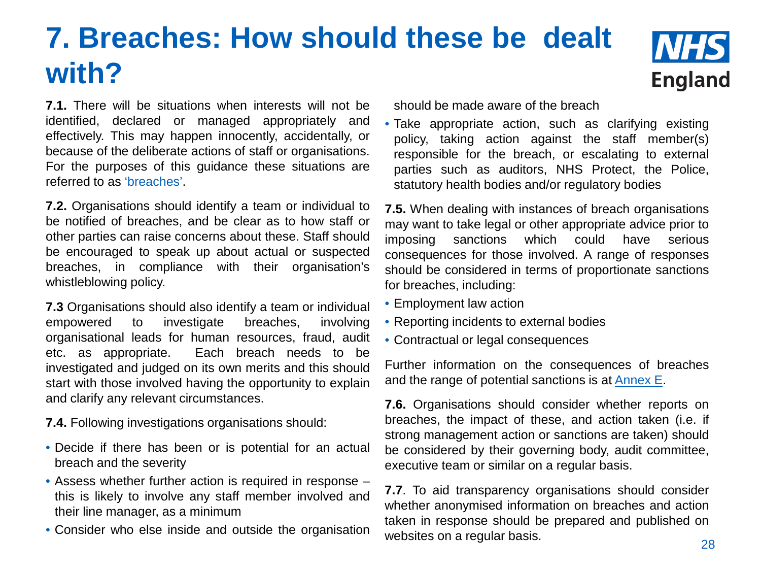# 7. Breaches: How should these be dealt with?

**7.1.** There will be situations when interests will not be identified, declared or managed appropriately and effectively. This may happen innocently, accidentally, or because of the deliberate actions of staff or organisations. For the purposes of this guidance these situations are referred to as 'breaches'.

**7.2.** Organisations should identify a team or individual to be notified of breaches, and be clear as to how staff or other parties can raise concerns about these. Staff should be encouraged to speak up about actual or suspected breaches, in compliance with their organisation's whistleblowing policy.

**7.3** Organisations should also identify a team or individual empowered to investigate breaches, involving organisational leads for human resources, fraud, audit etc. as appropriate. Each breach needs to be investigated and judged on its own merits and this should start with those involved having the opportunity to explain and clarify any relevant circumstances.

**7.4.** Following investigations organisations should:

- Decide if there has been or is potential for an actual breach and the severity
- Assess whether further action is required in response – this is likely to involve any staff member involved and their line manager, as a minimum
- Consider who else inside and outside the organisation should be made aware of the breach
- Take appropriate action, such as clarifying existing policy, taking action against the staff member(s) responsible for the breach, or escalating to external parties such as auditors, NHS Protect, the Police, statutory health bodies and/or regulatory bodies

**7.5.** When dealing with instances of breach organisations may want to take legal or other appropriate advice prior to imposing sanctions which could have serious consequences for those involved. A range of responses should be considered in terms of proportionate sanctions for breaches, including:

- Employment law action
- Reporting incidents to external bodies
- Contractual or legal consequences

Further information on the consequences of breaches and the range of potential sanctions is at Annex E.

**7.6.** Organisations should consider whether reports on breaches, the impact of these, and action taken (i.e. if strong management action or sanctions are taken) should be considered by their governing body, audit committee, executive team or similar on a regular basis.

**7.7**. To aid transparency organisations should consider whether anonymised information on breaches and action taken in response should be prepared and published on websites on a regular basis.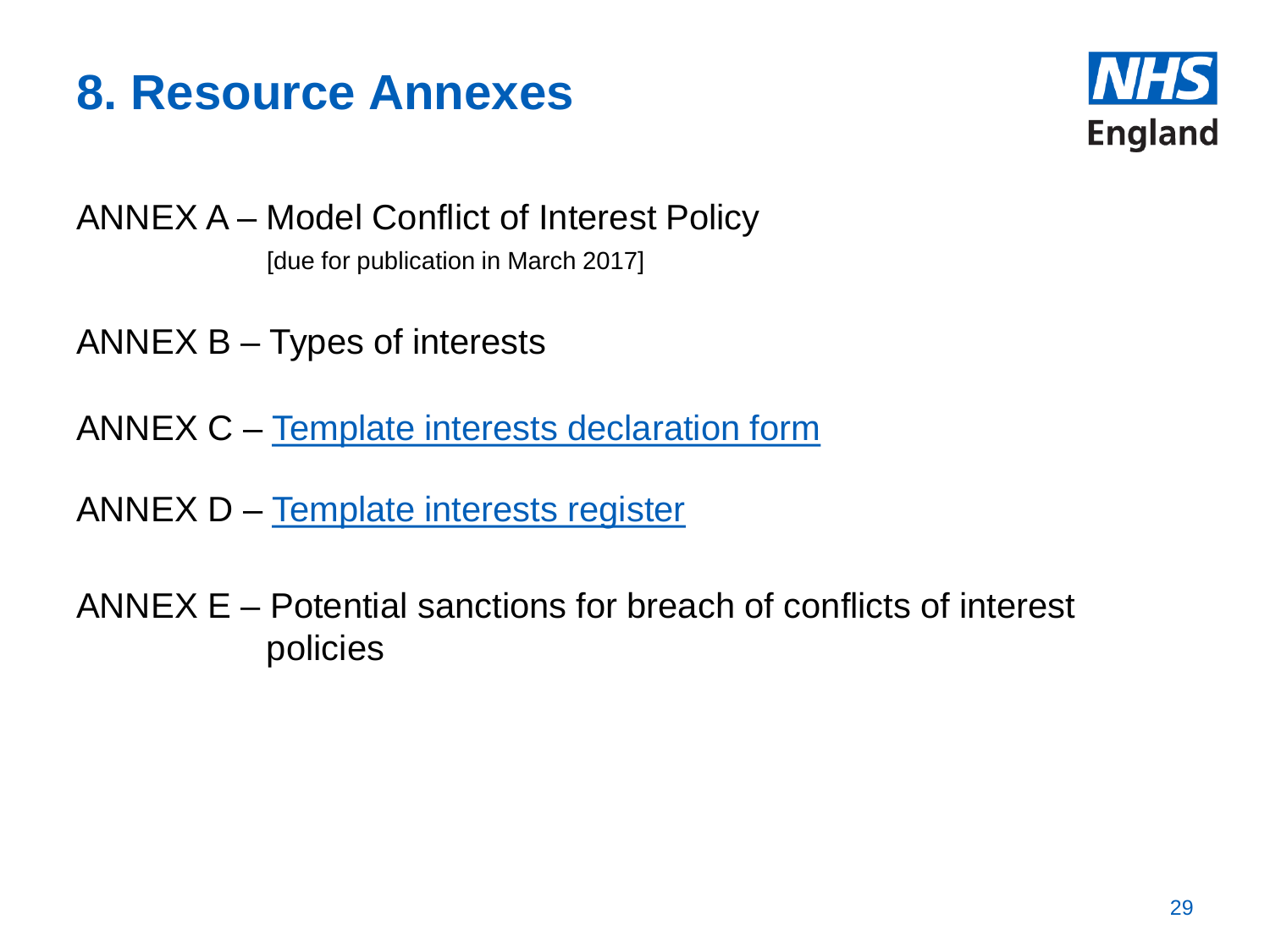# 8. Resource Annexes

ANNEX A – Model Conflict of Interest Policy
[due for publication in March 2017]

ANNEX B – Types of interests

ANNEX C – Template interests declaration form

ANNEX D – Template interests register

ANNEX E – Potential sanctions for breach of conflicts of interest policies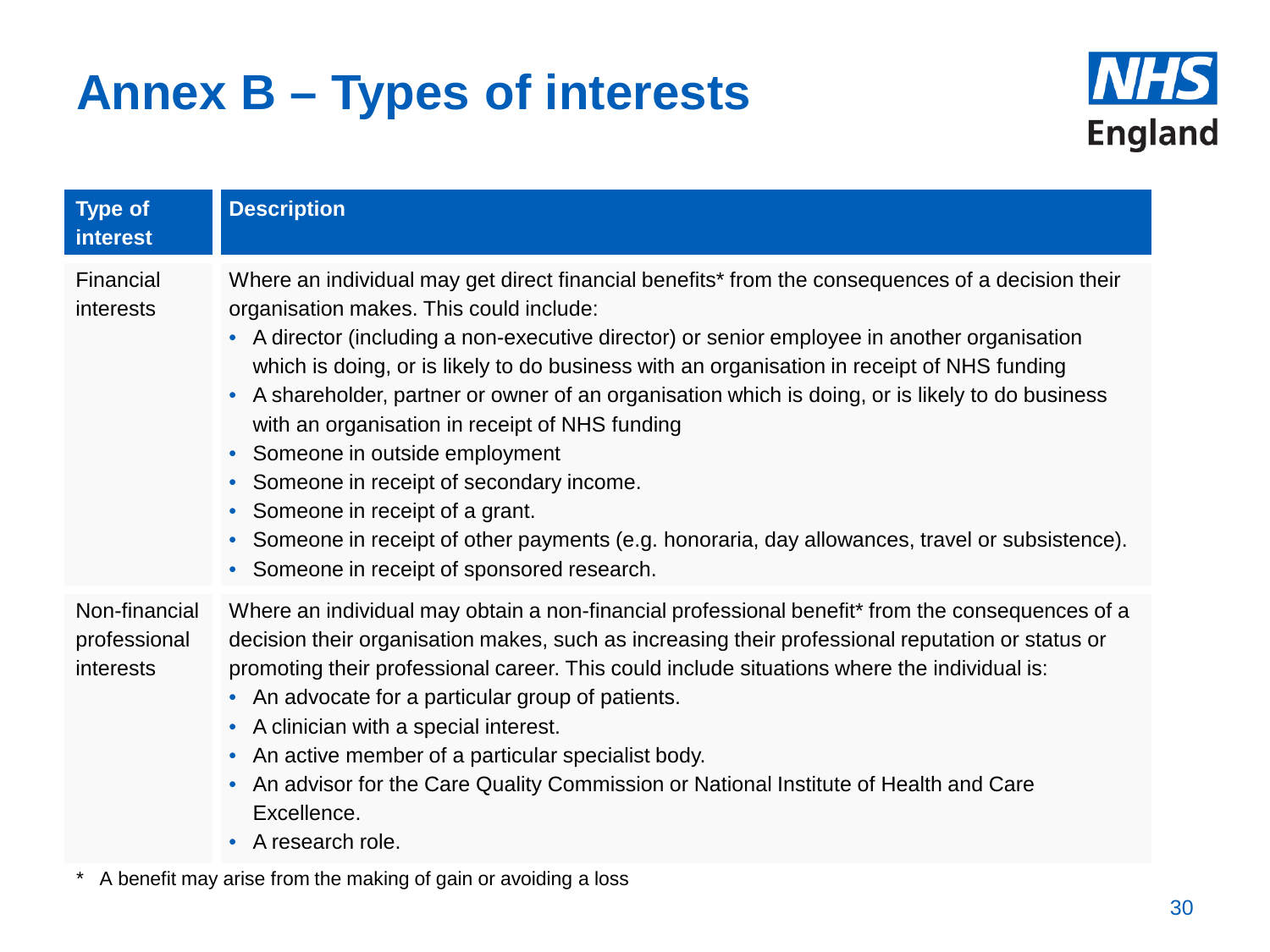# Annex B – Types of interests

| Type of interest | Description |
| --- | --- |
| Financial interests | Where an individual may get direct financial benefits* from the consequences of a decision their organisation makes. This could include:<br>• A director (including a non-executive director) or senior employee in another organisation which is doing, or is likely to do business with an organisation in receipt of NHS funding<br>• A shareholder, partner or owner of an organisation which is doing, or is likely to do business with an organisation in receipt of NHS funding<br>• Someone in outside employment<br>• Someone in receipt of secondary income.<br>• Someone in receipt of a grant.<br>• Someone in receipt of other payments (e.g. honoraria, day allowances, travel or subsistence).<br>• Someone in receipt of sponsored research. |
| Non-financial professional interests | Where an individual may obtain a non-financial professional benefit* from the consequences of a decision their organisation makes, such as increasing their professional reputation or status or promoting their professional career. This could include situations where the individual is:<br>• An advocate for a particular group of patients.<br>• A clinician with a special interest.<br>• An active member of a particular specialist body.<br>• An advisor for the Care Quality Commission or National Institute of Health and Care Excellence.<br>• A research role. |

\* A benefit may arise from the making of gain or avoiding a loss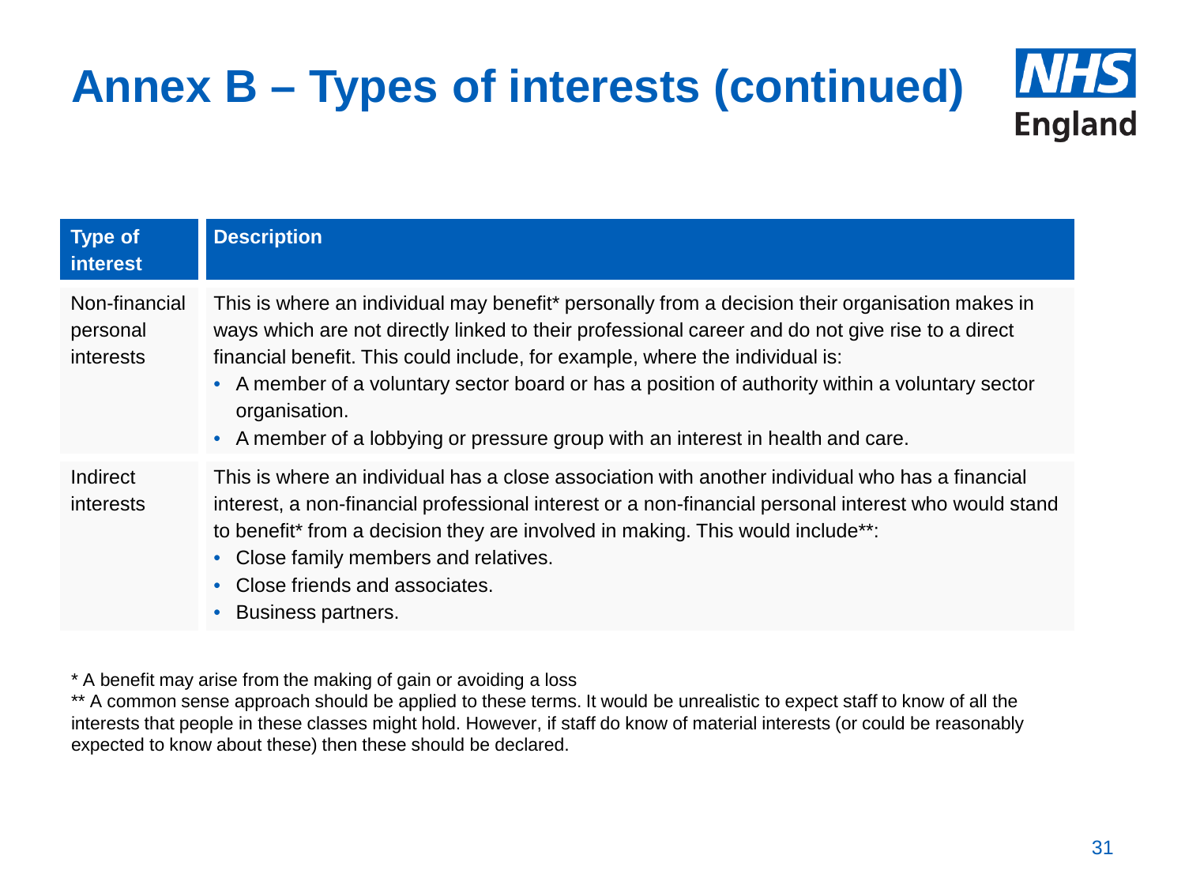# Annex B – Types of interests (continued)

| Type of interest | Description |
|---|---|
| Non-financial personal interests | This is where an individual may benefit* personally from a decision their organisation makes in ways which are not directly linked to their professional career and do not give rise to a direct financial benefit. This could include, for example, where the individual is:<br>• A member of a voluntary sector board or has a position of authority within a voluntary sector organisation.<br>• A member of a lobbying or pressure group with an interest in health and care. |
| Indirect interests | This is where an individual has a close association with another individual who has a financial interest, a non-financial professional interest or a non-financial personal interest who would stand to benefit* from a decision they are involved in making. This would include**:<br>• Close family members and relatives.<br>• Close friends and associates.<br>• Business partners. |

* A benefit may arise from the making of gain or avoiding a loss

** A common sense approach should be applied to these terms. It would be unrealistic to expect staff to know of all the interests that people in these classes might hold. However, if staff do know of material interests (or could be reasonably expected to know about these) then these should be declared.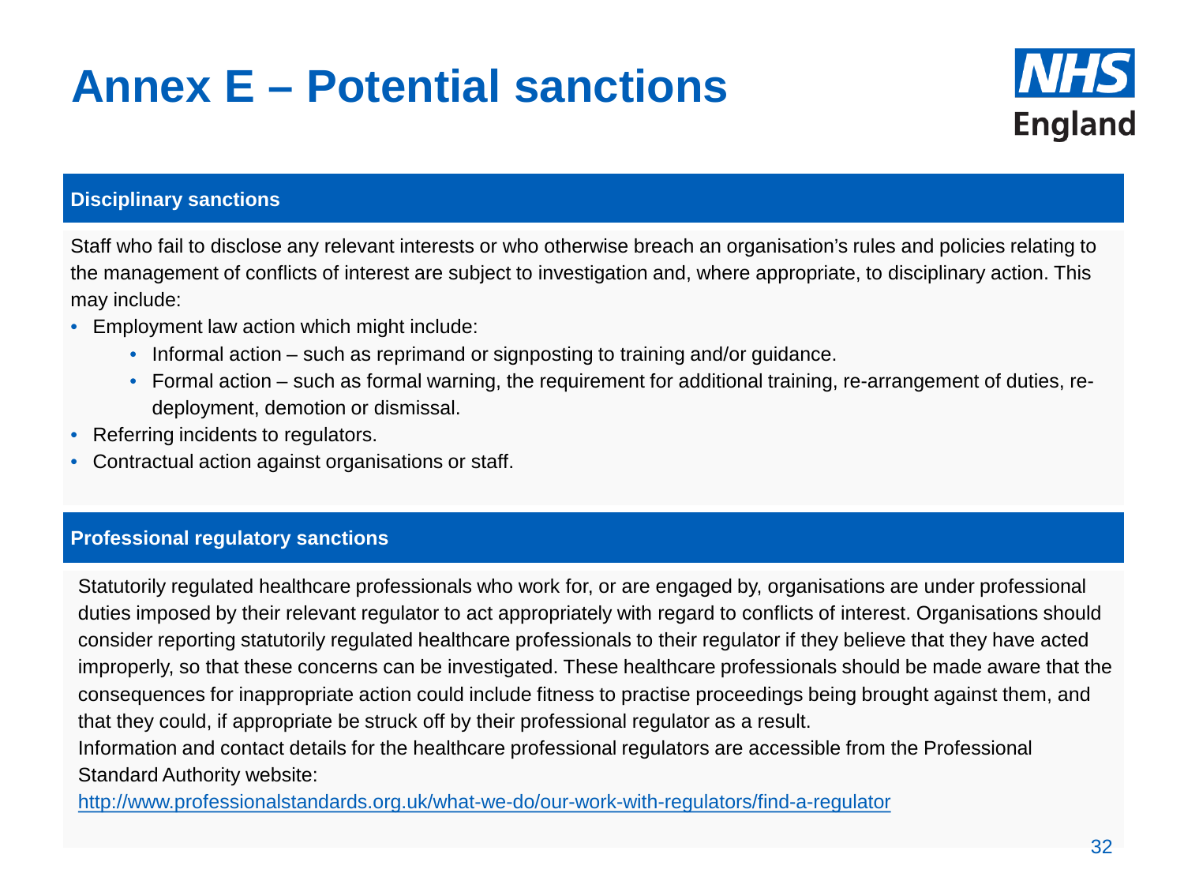# Annex E – Potential sanctions

## Disciplinary sanctions

Staff who fail to disclose any relevant interests or who otherwise breach an organisation's rules and policies relating to the management of conflicts of interest are subject to investigation and, where appropriate, to disciplinary action. This may include:

- Employment law action which might include:
  - Informal action – such as reprimand or signposting to training and/or guidance.
  - Formal action – such as formal warning, the requirement for additional training, re-arrangement of duties, re-deployment, demotion or dismissal.
- Referring incidents to regulators.
- Contractual action against organisations or staff.

## Professional regulatory sanctions

Statutorily regulated healthcare professionals who work for, or are engaged by, organisations are under professional duties imposed by their relevant regulator to act appropriately with regard to conflicts of interest. Organisations should consider reporting statutorily regulated healthcare professionals to their regulator if they believe that they have acted improperly, so that these concerns can be investigated. These healthcare professionals should be made aware that the consequences for inappropriate action could include fitness to practise proceedings being brought against them, and that they could, if appropriate be struck off by their professional regulator as a result.

Information and contact details for the healthcare professional regulators are accessible from the Professional Standard Authority website:

http://www.professionalstandards.org.uk/what-we-do/our-work-with-regulators/find-a-regulator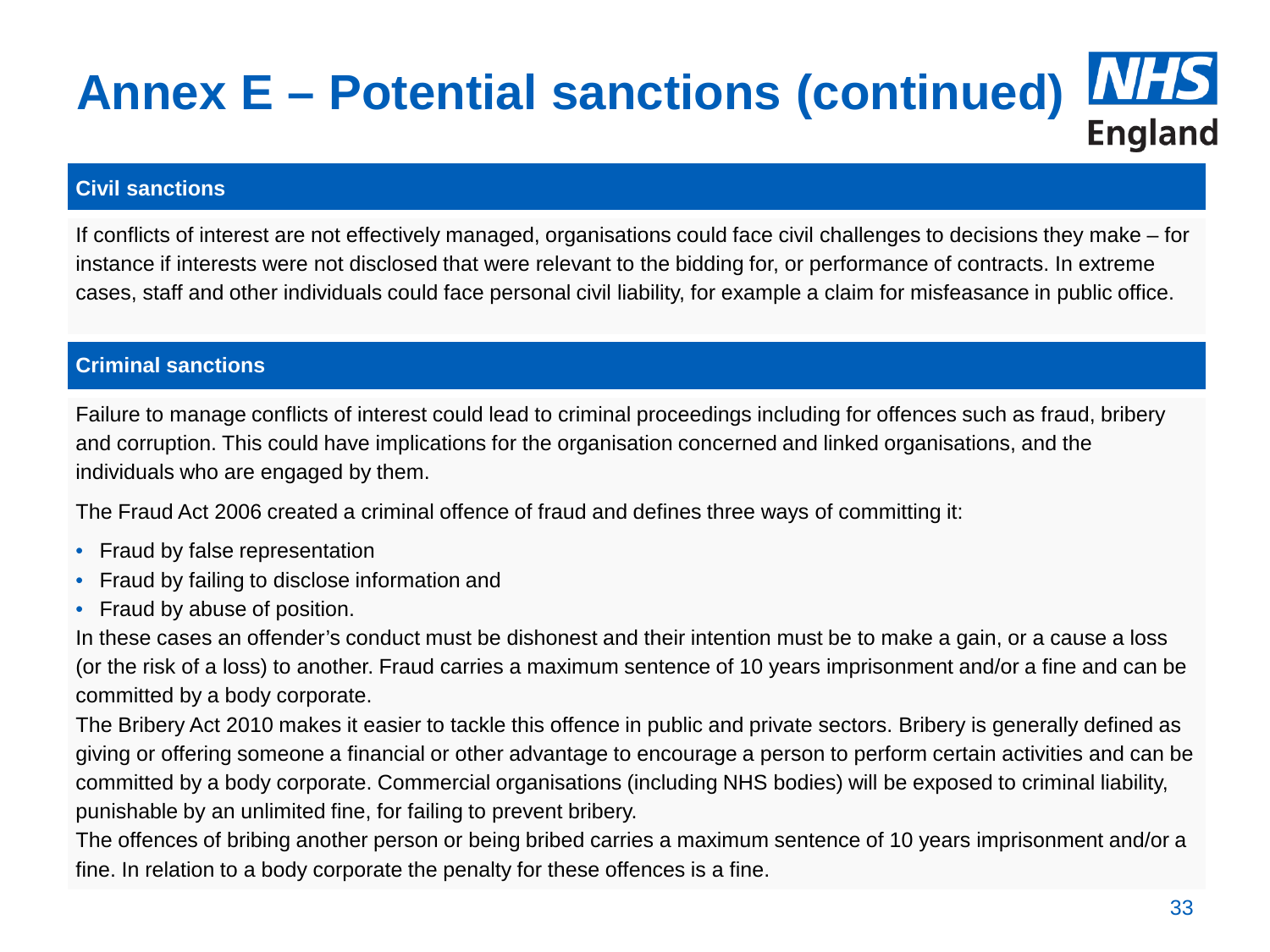# Annex E – Potential sanctions (continued)

NHS England

## Civil sanctions

If conflicts of interest are not effectively managed, organisations could face civil challenges to decisions they make – for instance if interests were not disclosed that were relevant to the bidding for, or performance of contracts. In extreme cases, staff and other individuals could face personal civil liability, for example a claim for misfeasance in public office.

## Criminal sanctions

Failure to manage conflicts of interest could lead to criminal proceedings including for offences such as fraud, bribery and corruption. This could have implications for the organisation concerned and linked organisations, and the individuals who are engaged by them.

The Fraud Act 2006 created a criminal offence of fraud and defines three ways of committing it:

- Fraud by false representation
- Fraud by failing to disclose information and
- Fraud by abuse of position.

In these cases an offender's conduct must be dishonest and their intention must be to make a gain, or a cause a loss (or the risk of a loss) to another. Fraud carries a maximum sentence of 10 years imprisonment and/or a fine and can be committed by a body corporate.

The Bribery Act 2010 makes it easier to tackle this offence in public and private sectors. Bribery is generally defined as giving or offering someone a financial or other advantage to encourage a person to perform certain activities and can be committed by a body corporate. Commercial organisations (including NHS bodies) will be exposed to criminal liability, punishable by an unlimited fine, for failing to prevent bribery.

The offences of bribing another person or being bribed carries a maximum sentence of 10 years imprisonment and/or a fine. In relation to a body corporate the penalty for these offences is a fine.